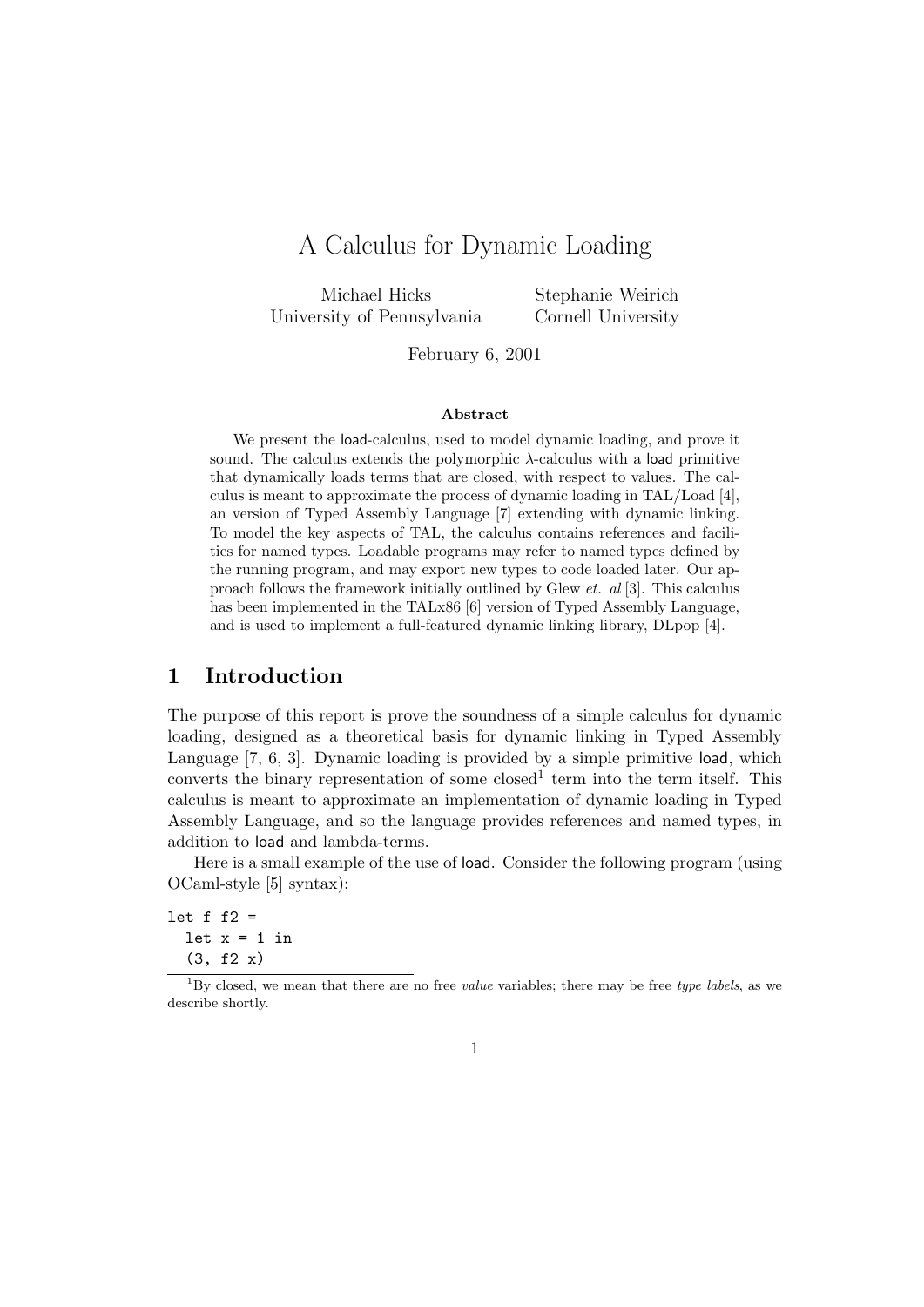# A Calculus for Dynamic Loading

Michael Hicks
University of Pennsylvania

Stephanie Weirich
Cornell University

February 6, 2001

### Abstract

We present the load-calculus, used to model dynamic loading, and prove it sound. The calculus extends the polymorphic $\lambda$-calculus with a load primitive that dynamically loads terms that are closed, with respect to values. The calculus is meant to approximate the process of dynamic loading in TAL/Load [4], an version of Typed Assembly Language [7] extending with dynamic linking. To model the key aspects of TAL, the calculus contains references and facilities for named types. Loadable programs may refer to named types defined by the running program, and may export new types to code loaded later. Our approach follows the framework initially outlined by Glew *et. al* [3]. This calculus has been implemented in the TALx86 [6] version of Typed Assembly Language, and is used to implement a full-featured dynamic linking library, DLpop [4].

## 1 Introduction

The purpose of this report is prove the soundness of a simple calculus for dynamic loading, designed as a theoretical basis for dynamic linking in Typed Assembly Language [7, 6, 3]. Dynamic loading is provided by a simple primitive load, which converts the binary representation of some closed[1] term into the term itself. This calculus is meant to approximate an implementation of dynamic loading in Typed Assembly Language, and so the language provides references and named types, in addition to load and lambda-terms.

Here is a small example of the use of load. Consider the following program (using OCaml-style [5] syntax):

```
let f f2 =
  let x = 1 in
  (3, f2 x)
```

[1] By closed, we mean that there are no free *value* variables; there may be free *type labels*, as we describe shortly.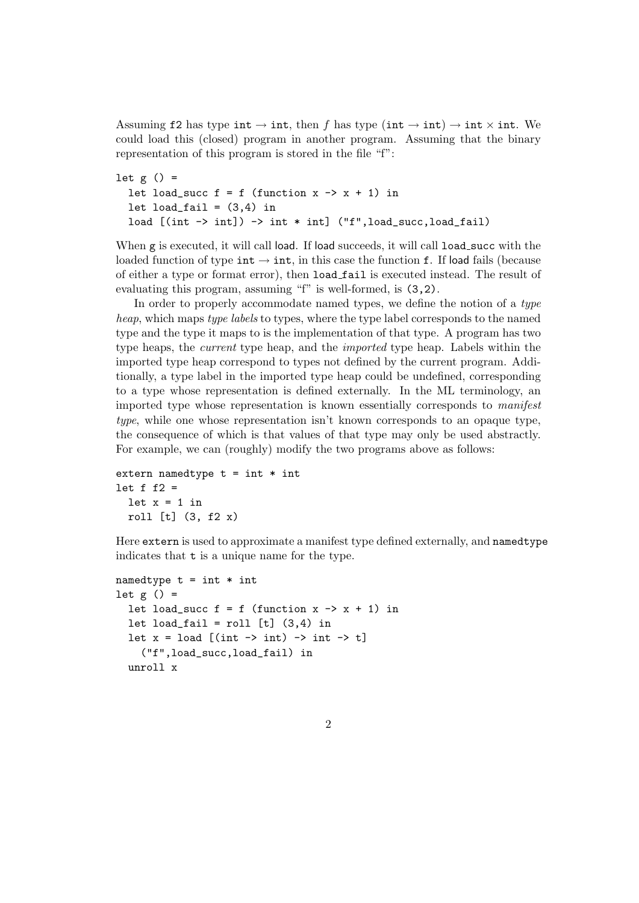Assuming `f2` has type $\texttt{int} \rightarrow \texttt{int}$, then $f$ has type $(\texttt{int} \rightarrow \texttt{int}) \rightarrow \texttt{int} \times \texttt{int}$. We could load this (closed) program in another program. Assuming that the binary representation of this program is stored in the file "f":

```
let g () =
  let load_succ f = f (function x -> x + 1) in
  let load_fail = (3,4) in
  load [(int -> int]) -> int * int] ("f",load_succ,load_fail)
```

When `g` is executed, it will call load. If load succeeds, it will call `load_succ` with the loaded function of type $\texttt{int} \rightarrow \texttt{int}$, in this case the function `f`. If load fails (because of either a type or format error), then `load_fail` is executed instead. The result of evaluating this program, assuming "f" is well-formed, is `(3,2)`.

In order to properly accommodate named types, we define the notion of a *type heap*, which maps *type labels* to types, where the type label corresponds to the named type and the type it maps to is the implementation of that type. A program has two type heaps, the *current* type heap, and the *imported* type heap. Labels within the imported type heap correspond to types not defined by the current program. Additionally, a type label in the imported type heap could be undefined, corresponding to a type whose representation is defined externally. In the ML terminology, an imported type whose representation is known essentially corresponds to *manifest type*, while one whose representation isn't known corresponds to an opaque type, the consequence of which is that values of that type may only be used abstractly. For example, we can (roughly) modify the two programs above as follows:

```
extern namedtype t = int * int
let f f2 =
  let x = 1 in
  roll [t] (3, f2 x)
```

Here `extern` is used to approximate a manifest type defined externally, and `namedtype` indicates that `t` is a unique name for the type.

```
namedtype t = int * int
let g () =
  let load_succ f = f (function x -> x + 1) in
  let load_fail = roll [t] (3,4) in
  let x = load [(int -> int) -> int -> t]
    ("f",load_succ,load_fail) in
  unroll x
```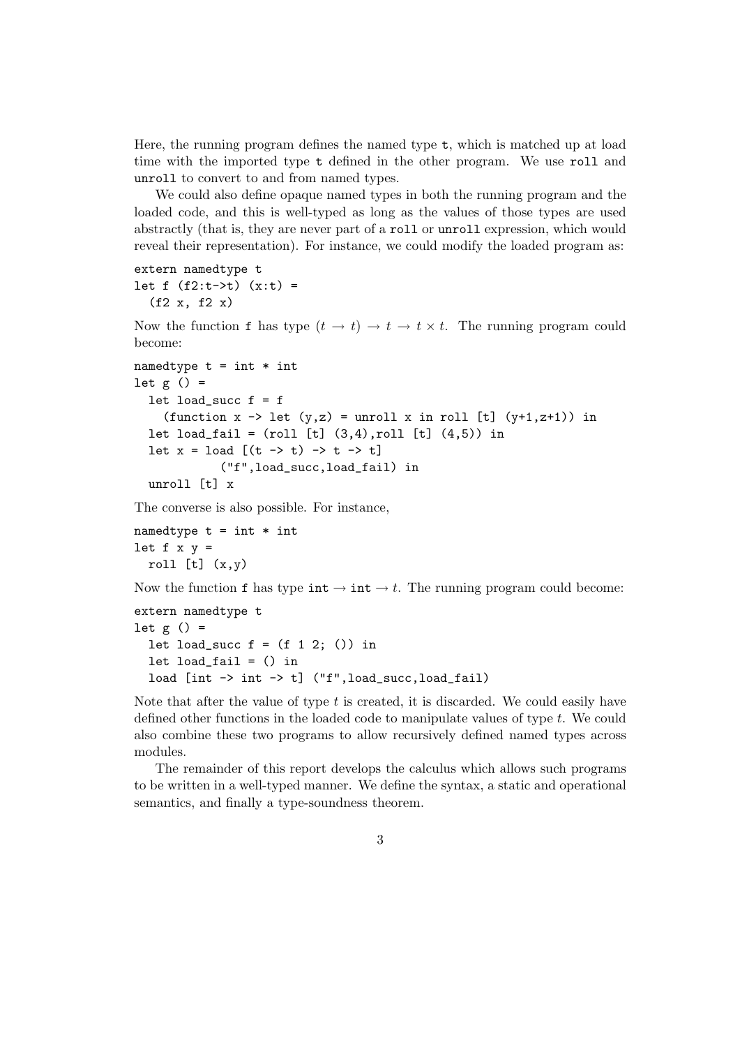Here, the running program defines the named type `t`, which is matched up at load time with the imported type `t` defined in the other program. We use `roll` and `unroll` to convert to and from named types.

We could also define opaque named types in both the running program and the loaded code, and this is well-typed as long as the values of those types are used abstractly (that is, they are never part of a `roll` or `unroll` expression, which would reveal their representation). For instance, we could modify the loaded program as:

```
extern namedtype t
let f (f2:t->t) (x:t) =
  (f2 x, f2 x)
```

Now the function `f` has type $(t \rightarrow t) \rightarrow t \rightarrow t \times t$. The running program could become:

```
namedtype t = int * int
let g () =
  let load_succ f = f
    (function x -> let (y,z) = unroll x in roll [t] (y+1,z+1)) in
  let load_fail = (roll [t] (3,4),roll [t] (4,5)) in
  let x = load [(t -> t) -> t -> t]
           ("f",load_succ,load_fail) in
  unroll [t] x
```

The converse is also possible. For instance,

```
namedtype t = int * int
let f x y =
  roll [t] (x,y)
```

Now the function `f` has type $\texttt{int} \rightarrow \texttt{int} \rightarrow t$. The running program could become:

```
extern namedtype t
let g () =
  let load_succ f = (f 1 2; ()) in
  let load_fail = () in
  load [int -> int -> t] ("f",load_succ,load_fail)
```

Note that after the value of type $t$ is created, it is discarded. We could easily have defined other functions in the loaded code to manipulate values of type $t$. We could also combine these two programs to allow recursively defined named types across modules.

The remainder of this report develops the calculus which allows such programs to be written in a well-typed manner. We define the syntax, a static and operational semantics, and finally a type-soundness theorem.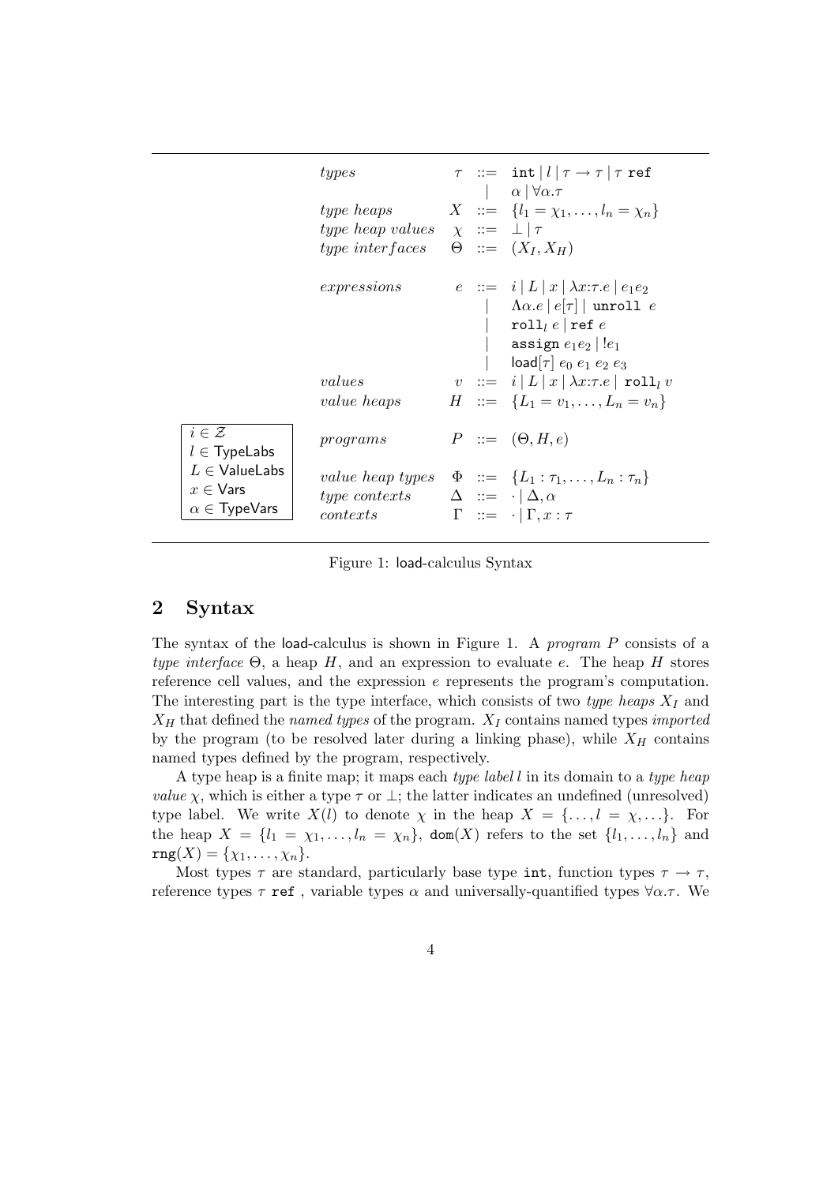$$
\begin{array}{llcl}
\textit{types} & \tau & ::= & \texttt{int} \mid l \mid \tau \to \tau \mid \tau\ \texttt{ref} \\
 & & \mid & \alpha \mid \forall\alpha.\tau \\
\textit{type heaps} & X & ::= & \{l_1 = \chi_1, \ldots, l_n = \chi_n\} \\
\textit{type heap values} & \chi & ::= & \bot \mid \tau \\
\textit{type interfaces} & \Theta & ::= & (X_I, X_H) \\
 & & & \\
\textit{expressions} & e & ::= & i \mid L \mid x \mid \lambda x{:}\tau.e \mid e_1 e_2 \\
 & & \mid & \Lambda\alpha.e \mid e[\tau] \mid \texttt{unroll}\ e \\
 & & \mid & \texttt{roll}_l\ e \mid \texttt{ref}\ e \\
 & & \mid & \texttt{assign}\ e_1 e_2 \mid !e_1 \\
 & & \mid & \mathsf{load}[\tau]\ e_0\ e_1\ e_2\ e_3 \\
\textit{values} & v & ::= & i \mid L \mid x \mid \lambda x{:}\tau.e \mid \texttt{roll}_l\ v \\
\textit{value heaps} & H & ::= & \{L_1 = v_1, \ldots, L_n = v_n\} \\
 & & & \\
\textit{programs} & P & ::= & (\Theta, H, e) \\
 & & & \\
\textit{value heap types} & \Phi & ::= & \{L_1 : \tau_1, \ldots, L_n : \tau_n\} \\
\textit{type contexts} & \Delta & ::= & \cdot \mid \Delta, \alpha \\
\textit{contexts} & \Gamma & ::= & \cdot \mid \Gamma, x : \tau
\end{array}
$$

$i \in \mathcal{Z}$
$l \in \mathsf{TypeLabs}$
$L \in \mathsf{ValueLabs}$
$x \in \mathsf{Vars}$
$\alpha \in \mathsf{TypeVars}$

Figure 1: load-calculus Syntax

## 2 Syntax

The syntax of the load-calculus is shown in Figure 1. A *program* $P$ consists of a *type interface* $\Theta$, a heap $H$, and an expression to evaluate $e$. The heap $H$ stores reference cell values, and the expression $e$ represents the program's computation. The interesting part is the type interface, which consists of two *type heaps* $X_I$ and $X_H$ that defined the *named types* of the program. $X_I$ contains named types *imported* by the program (to be resolved later during a linking phase), while $X_H$ contains named types defined by the program, respectively.

A type heap is a finite map; it maps each *type label* $l$ in its domain to a *type heap value* $\chi$, which is either a type $\tau$ or $\bot$; the latter indicates an undefined (unresolved) type label. We write $X(l)$ to denote $\chi$ in the heap $X = \{\ldots, l = \chi, \ldots\}$. For the heap $X = \{l_1 = \chi_1, \ldots, l_n = \chi_n\}$, $\texttt{dom}(X)$ refers to the set $\{l_1, \ldots, l_n\}$ and $\texttt{rng}(X) = \{\chi_1, \ldots, \chi_n\}$.

Most types $\tau$ are standard, particularly base type $\texttt{int}$, function types $\tau \to \tau$, reference types $\tau\ \texttt{ref}$ , variable types $\alpha$ and universally-quantified types $\forall\alpha.\tau$. We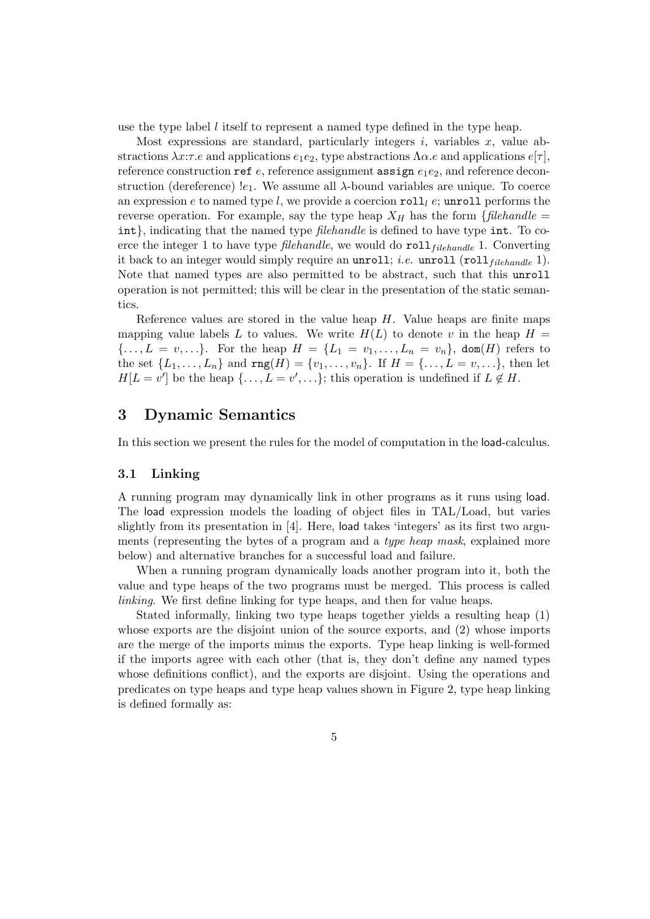use the type label $l$ itself to represent a named type defined in the type heap.

Most expressions are standard, particularly integers $i$, variables $x$, value abstractions $\lambda x{:}\tau.e$ and applications $e_1 e_2$, type abstractions $\Lambda\alpha.e$ and applications $e[\tau]$, reference construction $\texttt{ref}\ e$, reference assignment $\texttt{assign}\ e_1 e_2$, and reference deconstruction (dereference) $!e_1$. We assume all $\lambda$-bound variables are unique. To coerce an expression $e$ to named type $l$, we provide a coercion $\texttt{roll}_l\ e$; $\texttt{unroll}$ performs the reverse operation. For example, say the type heap $X_H$ has the form $\{\mathit{filehandle} = \texttt{int}\}$, indicating that the named type *filehandle* is defined to have type $\texttt{int}$. To coerce the integer 1 to have type *filehandle*, we would do $\texttt{roll}_{\mathit{filehandle}}\ 1$. Converting it back to an integer would simply require an $\texttt{unroll}$; *i.e.* $\texttt{unroll}\ (\texttt{roll}_{\mathit{filehandle}}\ 1)$. Note that named types are also permitted to be abstract, such that this $\texttt{unroll}$ operation is not permitted; this will be clear in the presentation of the static semantics.

Reference values are stored in the value heap $H$. Value heaps are finite maps mapping value labels $L$ to values. We write $H(L)$ to denote $v$ in the heap $H = \{\ldots, L = v, \ldots\}$. For the heap $H = \{L_1 = v_1, \ldots, L_n = v_n\}$, $\texttt{dom}(H)$ refers to the set $\{L_1, \ldots, L_n\}$ and $\texttt{rng}(H) = \{v_1, \ldots, v_n\}$. If $H = \{\ldots, L = v, \ldots\}$, then let $H[L = v']$ be the heap $\{\ldots, L = v', \ldots\}$; this operation is undefined if $L \notin H$.

## 3 Dynamic Semantics

In this section we present the rules for the model of computation in the load-calculus.

### 3.1 Linking

A running program may dynamically link in other programs as it runs using load. The load expression models the loading of object files in TAL/Load, but varies slightly from its presentation in [4]. Here, load takes 'integers' as its first two arguments (representing the bytes of a program and a *type heap mask*, explained more below) and alternative branches for a successful load and failure.

When a running program dynamically loads another program into it, both the value and type heaps of the two programs must be merged. This process is called *linking*. We first define linking for type heaps, and then for value heaps.

Stated informally, linking two type heaps together yields a resulting heap (1) whose exports are the disjoint union of the source exports, and (2) whose imports are the merge of the imports minus the exports. Type heap linking is well-formed if the imports agree with each other (that is, they don't define any named types whose definitions conflict), and the exports are disjoint. Using the operations and predicates on type heaps and type heap values shown in Figure 2, type heap linking is defined formally as: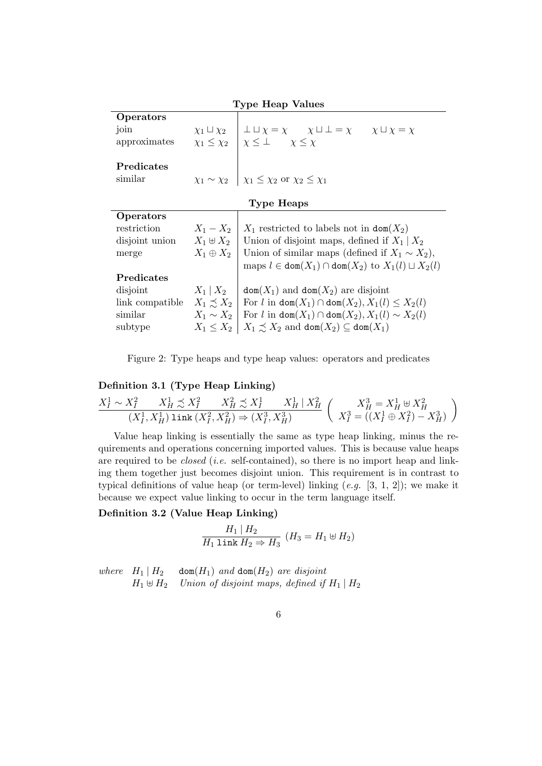**Type Heap Values**

| | | |
|---|---|---|
| **Operators** | | |
| join | $\chi_1 \sqcup \chi_2$ | $\bot \sqcup \chi = \chi \qquad \chi \sqcup \bot = \chi \qquad \chi \sqcup \chi = \chi$ |
| approximates | $\chi_1 \leq \chi_2$ | $\chi \leq \bot \qquad \chi \leq \chi$ |
| **Predicates** | | |
| similar | $\chi_1 \sim \chi_2$ | $\chi_1 \leq \chi_2$ or $\chi_2 \leq \chi_1$ |

**Type Heaps**

| | | |
|---|---|---|
| **Operators** | | |
| restriction | $X_1 - X_2$ | $X_1$ restricted to labels not in $\mathtt{dom}(X_2)$ |
| disjoint union | $X_1 \uplus X_2$ | Union of disjoint maps, defined if $X_1 \mid X_2$ |
| merge | $X_1 \oplus X_2$ | Union of similar maps (defined if $X_1 \sim X_2$), maps $l \in \mathtt{dom}(X_1) \cap \mathtt{dom}(X_2)$ to $X_1(l) \sqcup X_2(l)$ |
| **Predicates** | | |
| disjoint | $X_1 \mid X_2$ | $\mathtt{dom}(X_1)$ and $\mathtt{dom}(X_2)$ are disjoint |
| link compatible | $X_1 \precsim X_2$ | For $l$ in $\mathtt{dom}(X_1) \cap \mathtt{dom}(X_2), X_1(l) \leq X_2(l)$ |
| similar | $X_1 \sim X_2$ | For $l$ in $\mathtt{dom}(X_1) \cap \mathtt{dom}(X_2), X_1(l) \sim X_2(l)$ |
| subtype | $X_1 \leq X_2$ | $X_1 \precsim X_2$ and $\mathtt{dom}(X_2) \subseteq \mathtt{dom}(X_1)$ |

Figure 2: Type heaps and type heap values: operators and predicates

**Definition 3.1 (Type Heap Linking)**

$$\frac{X_I^1 \sim X_I^2 \qquad X_H^1 \precsim X_I^2 \qquad X_H^2 \precsim X_I^1 \qquad X_H^1 \mid X_H^2}{(X_I^1, X_H^1)\ \mathtt{link}\ (X_I^2, X_H^2) \Rightarrow (X_I^3, X_H^3)} \left( \begin{array}{c} X_H^3 = X_H^1 \uplus X_H^2 \\ X_I^3 = ((X_I^1 \oplus X_I^2) - X_H^3) \end{array} \right)$$

Value heap linking is essentially the same as type heap linking, minus the requirements and operations concerning imported values. This is because value heaps are required to be *closed* (*i.e.* self-contained), so there is no import heap and linking them together just becomes disjoint union. This requirement is in contrast to typical definitions of value heap (or term-level) linking (*e.g.* [3, 1, 2]); we make it because we expect value linking to occur in the term language itself.

**Definition 3.2 (Value Heap Linking)**

$$\frac{H_1 \mid H_2}{H_1\ \mathtt{link}\ H_2 \Rightarrow H_3}\ (H_3 = H_1 \uplus H_2)$$

*where* $H_1 \mid H_2$ $\quad \mathtt{dom}(H_1)$ *and* $\mathtt{dom}(H_2)$ *are disjoint*
$\qquad\quad H_1 \uplus H_2$ $\quad$ *Union of disjoint maps, defined if* $H_1 \mid H_2$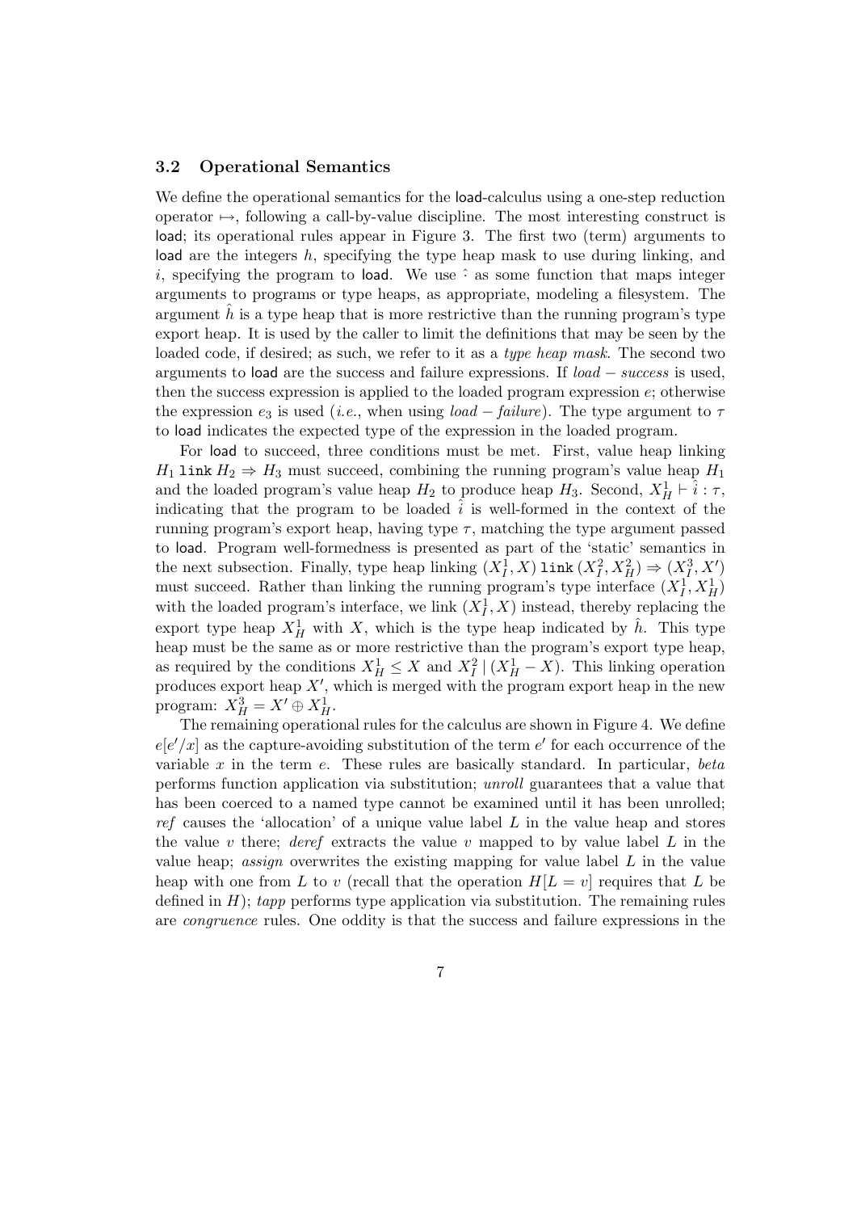### 3.2 Operational Semantics

We define the operational semantics for the load-calculus using a one-step reduction operator $\mapsto$, following a call-by-value discipline. The most interesting construct is load; its operational rules appear in Figure 3. The first two (term) arguments to load are the integers $h$, specifying the type heap mask to use during linking, and $i$, specifying the program to load. We use $\hat{\cdot}$ as some function that maps integer arguments to programs or type heaps, as appropriate, modeling a filesystem. The argument $\hat{h}$ is a type heap that is more restrictive than the running program's type export heap. It is used by the caller to limit the definitions that may be seen by the loaded code, if desired; as such, we refer to it as a *type heap mask*. The second two arguments to load are the success and failure expressions. If *load − success* is used, then the success expression is applied to the loaded program expression $e$; otherwise the expression $e_3$ is used (*i.e.*, when using *load − failure*). The type argument to $\tau$ to load indicates the expected type of the expression in the loaded program.

For load to succeed, three conditions must be met. First, value heap linking $H_1$ `link` $H_2 \Rightarrow H_3$ must succeed, combining the running program's value heap $H_1$ and the loaded program's value heap $H_2$ to produce heap $H_3$. Second, $X^1_H \vdash \hat{i} : \tau$, indicating that the program to be loaded $\hat{i}$ is well-formed in the context of the running program's export heap, having type $\tau$, matching the type argument passed to load. Program well-formedness is presented as part of the 'static' semantics in the next subsection. Finally, type heap linking $(X^1_I, X)$ `link` $(X^2_I, X^2_H) \Rightarrow (X^3_I, X')$ must succeed. Rather than linking the running program's type interface $(X^1_I, X^1_H)$ with the loaded program's interface, we link $(X^1_I, X)$ instead, thereby replacing the export type heap $X^1_H$ with $X$, which is the type heap indicated by $\hat{h}$. This type heap must be the same as or more restrictive than the program's export type heap, as required by the conditions $X^1_H \leq X$ and $X^2_I \mid (X^1_H - X)$. This linking operation produces export heap $X'$, which is merged with the program export heap in the new program: $X^3_H = X' \oplus X^1_H$.

The remaining operational rules for the calculus are shown in Figure 4. We define $e[e'/x]$ as the capture-avoiding substitution of the term $e'$ for each occurrence of the variable $x$ in the term $e$. These rules are basically standard. In particular, *beta* performs function application via substitution; *unroll* guarantees that a value that has been coerced to a named type cannot be examined until it has been unrolled; *ref* causes the 'allocation' of a unique value label $L$ in the value heap and stores the value $v$ there; *deref* extracts the value $v$ mapped to by value label $L$ in the value heap; *assign* overwrites the existing mapping for value label $L$ in the value heap with one from $L$ to $v$ (recall that the operation $H[L = v]$ requires that $L$ be defined in $H$); *tapp* performs type application via substitution. The remaining rules are *congruence* rules. One oddity is that the success and failure expressions in the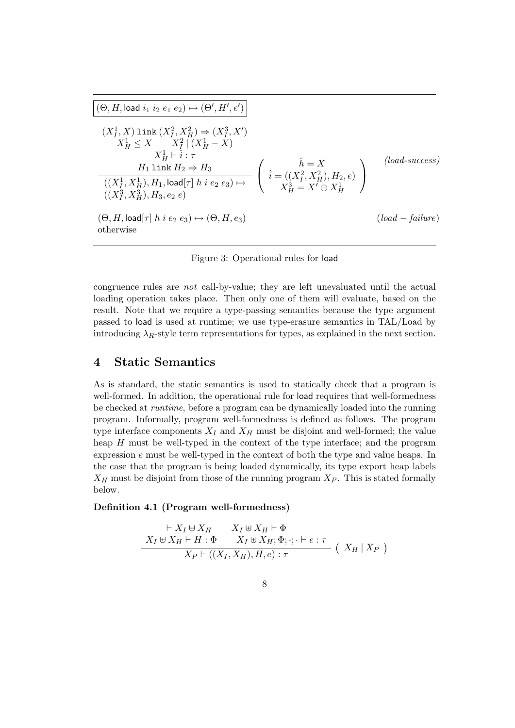$$\boxed{(\Theta, H, \mathsf{load}\ i_1\ i_2\ e_1\ e_2) \mapsto (\Theta', H', e')}$$

$$\frac{\begin{array}{c}(X_I^1, X)\ \texttt{link}\ (X_I^2, X_H^2) \Rightarrow (X_I^3, X') \\ X_H^1 \leq X \qquad X_I^2 \mid (X_H^1 - X) \\ X_H^1 \vdash \hat{\hat{i}} : \tau \\ H_1\ \texttt{link}\ H_2 \Rightarrow H_3\end{array}}{\begin{array}{l}((X_I^1, X_H^1), H_1, \mathsf{load}[\tau]\ h\ i\ e_2\ e_3) \mapsto \\ ((X_I^3, X_H^3), H_3, e_2\ e)\end{array}} \left( \begin{array}{c} \hat{h} = X \\ \hat{i} = ((X_I^2, X_H^2), H_2, e) \\ X_H^3 = X' \oplus X_H^1 \end{array} \right) \quad \textit{(load-success)}$$

$$(\Theta, H, \mathsf{load}[\tau]\ h\ i\ e_2\ e_3) \mapsto (\Theta, H, e_3) \quad (load-failure)$$

otherwise

Figure 3: Operational rules for load

congruence rules are *not* call-by-value; they are left unevaluated until the actual loading operation takes place. Then only one of them will evaluate, based on the result. Note that we require a type-passing semantics because the type argument passed to load is used at runtime; we use type-erasure semantics in TAL/Load by introducing $\lambda_R$-style term representations for types, as explained in the next section.

## 4 Static Semantics

As is standard, the static semantics is used to statically check that a program is well-formed. In addition, the operational rule for load requires that well-formedness be checked at *runtime*, before a program can be dynamically loaded into the running program. Informally, program well-formedness is defined as follows. The program type interface components $X_I$ and $X_H$ must be disjoint and well-formed; the value heap $H$ must be well-typed in the context of the type interface; and the program expression $e$ must be well-typed in the context of both the type and value heaps. In the case that the program is being loaded dynamically, its type export heap labels $X_H$ must be disjoint from those of the running program $X_P$. This is stated formally below.

**Definition 4.1 (Program well-formedness)**

$$\frac{\begin{array}{cc}\vdash X_I \uplus X_H & X_I \uplus X_H \vdash \Phi \\ X_I \uplus X_H \vdash H : \Phi & X_I \uplus X_H; \Phi; \cdot; \cdot \vdash e : \tau\end{array}}{X_P \vdash ((X_I, X_H), H, e) : \tau} \ \left( \ X_H \mid X_P \ \right)$$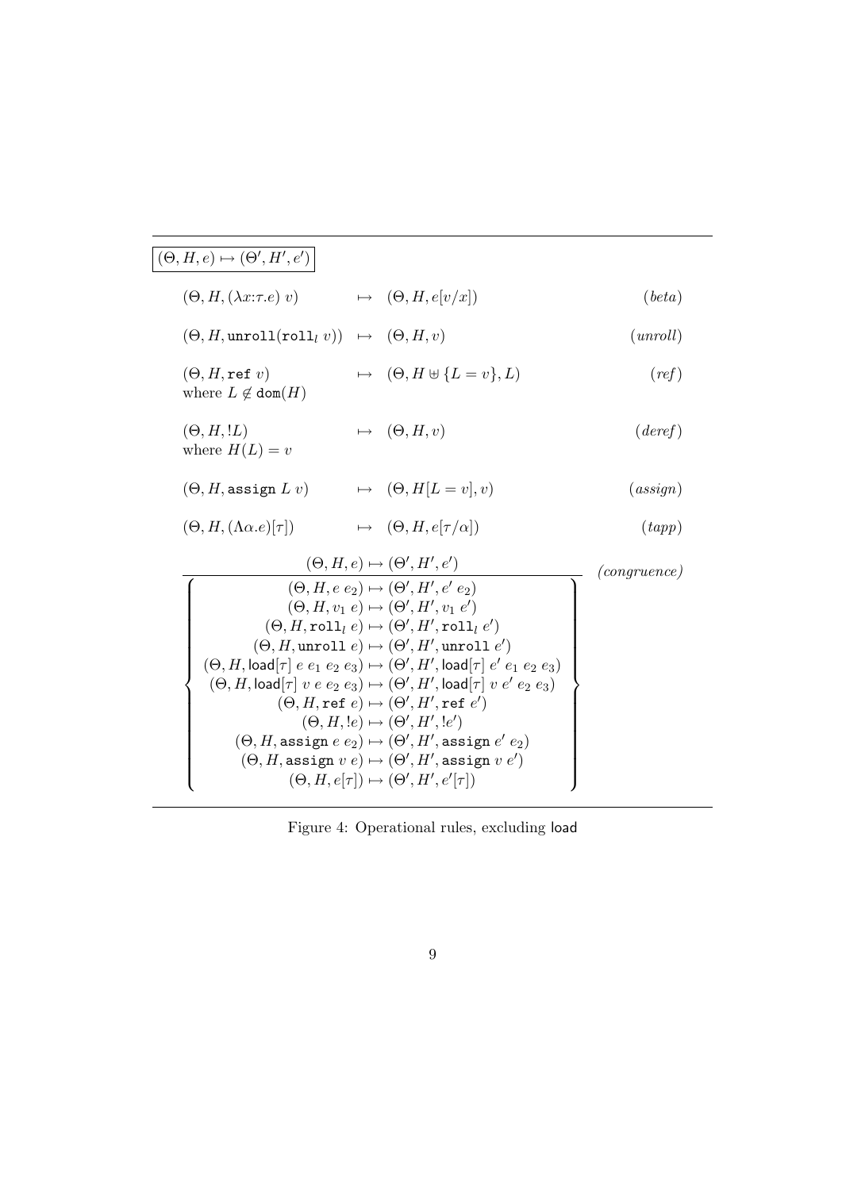$$\boxed{(\Theta, H, e) \mapsto (\Theta', H', e')}$$

$$(\Theta, H, (\lambda x{:}\tau.e)\ v) \quad \mapsto \quad (\Theta, H, e[v/x]) \qquad (beta)$$

$$(\Theta, H, \texttt{unroll}(\texttt{roll}_l\ v)) \quad \mapsto \quad (\Theta, H, v) \qquad (unroll)$$

$$(\Theta, H, \texttt{ref}\ v) \quad \mapsto \quad (\Theta, H \uplus \{L = v\}, L) \qquad (ref)$$
where $L \notin \texttt{dom}(H)$

$$(\Theta, H, !L) \quad \mapsto \quad (\Theta, H, v) \qquad (deref)$$
where $H(L) = v$

$$(\Theta, H, \texttt{assign}\ L\ v) \quad \mapsto \quad (\Theta, H[L = v], v) \qquad (assign)$$

$$(\Theta, H, (\Lambda\alpha.e)[\tau]) \quad \mapsto \quad (\Theta, H, e[\tau/\alpha]) \qquad (tapp)$$

$$\frac{(\Theta, H, e) \mapsto (\Theta', H', e')}{\left\{\begin{array}{c}
(\Theta, H, e\ e_2) \mapsto (\Theta', H', e'\ e_2) \\
(\Theta, H, v_1\ e) \mapsto (\Theta', H', v_1\ e') \\
(\Theta, H, \texttt{roll}_l\ e) \mapsto (\Theta', H', \texttt{roll}_l\ e') \\
(\Theta, H, \texttt{unroll}\ e) \mapsto (\Theta', H', \texttt{unroll}\ e') \\
(\Theta, H, \mathsf{load}[\tau]\ e\ e_1\ e_2\ e_3) \mapsto (\Theta', H', \mathsf{load}[\tau]\ e'\ e_1\ e_2\ e_3) \\
(\Theta, H, \mathsf{load}[\tau]\ v\ e\ e_2\ e_3) \mapsto (\Theta', H', \mathsf{load}[\tau]\ v\ e'\ e_2\ e_3) \\
(\Theta, H, \texttt{ref}\ e) \mapsto (\Theta', H', \texttt{ref}\ e') \\
(\Theta, H, !e) \mapsto (\Theta', H', !e') \\
(\Theta, H, \texttt{assign}\ e\ e_2) \mapsto (\Theta', H', \texttt{assign}\ e'\ e_2) \\
(\Theta, H, \texttt{assign}\ v\ e) \mapsto (\Theta', H', \texttt{assign}\ v\ e') \\
(\Theta, H, e[\tau]) \mapsto (\Theta', H', e'[\tau])
\end{array}\right\}} \qquad (congruence)$$

Figure 4: Operational rules, excluding load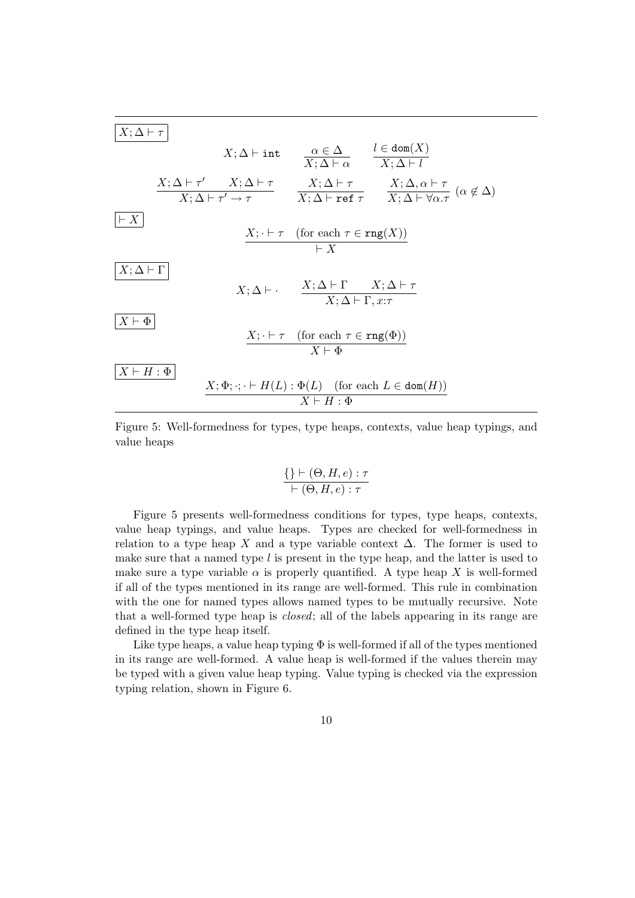$\boxed{X; \Delta \vdash \tau}$

$$X; \Delta \vdash \texttt{int} \qquad \frac{\alpha \in \Delta}{X; \Delta \vdash \alpha} \qquad \frac{l \in \texttt{dom}(X)}{X; \Delta \vdash l}$$

$$\frac{X; \Delta \vdash \tau' \qquad X; \Delta \vdash \tau}{X; \Delta \vdash \tau' \to \tau} \qquad \frac{X; \Delta \vdash \tau}{X; \Delta \vdash \texttt{ref}\ \tau} \qquad \frac{X; \Delta, \alpha \vdash \tau}{X; \Delta \vdash \forall \alpha.\tau}\ (\alpha \notin \Delta)$$

$\boxed{\vdash X}$

$$\frac{X; \cdot \vdash \tau \quad (\text{for each } \tau \in \texttt{rng}(X))}{\vdash X}$$

$\boxed{X; \Delta \vdash \Gamma}$

$$X; \Delta \vdash \cdot \qquad \frac{X; \Delta \vdash \Gamma \qquad X; \Delta \vdash \tau}{X; \Delta \vdash \Gamma, x{:}\tau}$$

$\boxed{X \vdash \Phi}$

$$\frac{X; \cdot \vdash \tau \quad (\text{for each } \tau \in \texttt{rng}(\Phi))}{X \vdash \Phi}$$

$\boxed{X \vdash H : \Phi}$

$$\frac{X; \Phi; \cdot; \cdot \vdash H(L) : \Phi(L) \quad (\text{for each } L \in \texttt{dom}(H))}{X \vdash H : \Phi}$$

Figure 5: Well-formedness for types, type heaps, contexts, value heap typings, and value heaps

$$\frac{\{\} \vdash (\Theta, H, e) : \tau}{\vdash (\Theta, H, e) : \tau}$$

Figure 5 presents well-formedness conditions for types, type heaps, contexts, value heap typings, and value heaps. Types are checked for well-formedness in relation to a type heap $X$ and a type variable context $\Delta$. The former is used to make sure that a named type $l$ is present in the type heap, and the latter is used to make sure a type variable $\alpha$ is properly quantified. A type heap $X$ is well-formed if all of the types mentioned in its range are well-formed. This rule in combination with the one for named types allows named types to be mutually recursive. Note that a well-formed type heap is *closed*; all of the labels appearing in its range are defined in the type heap itself.

Like type heaps, a value heap typing $\Phi$ is well-formed if all of the types mentioned in its range are well-formed. A value heap is well-formed if the values therein may be typed with a given value heap typing. Value typing is checked via the expression typing relation, shown in Figure 6.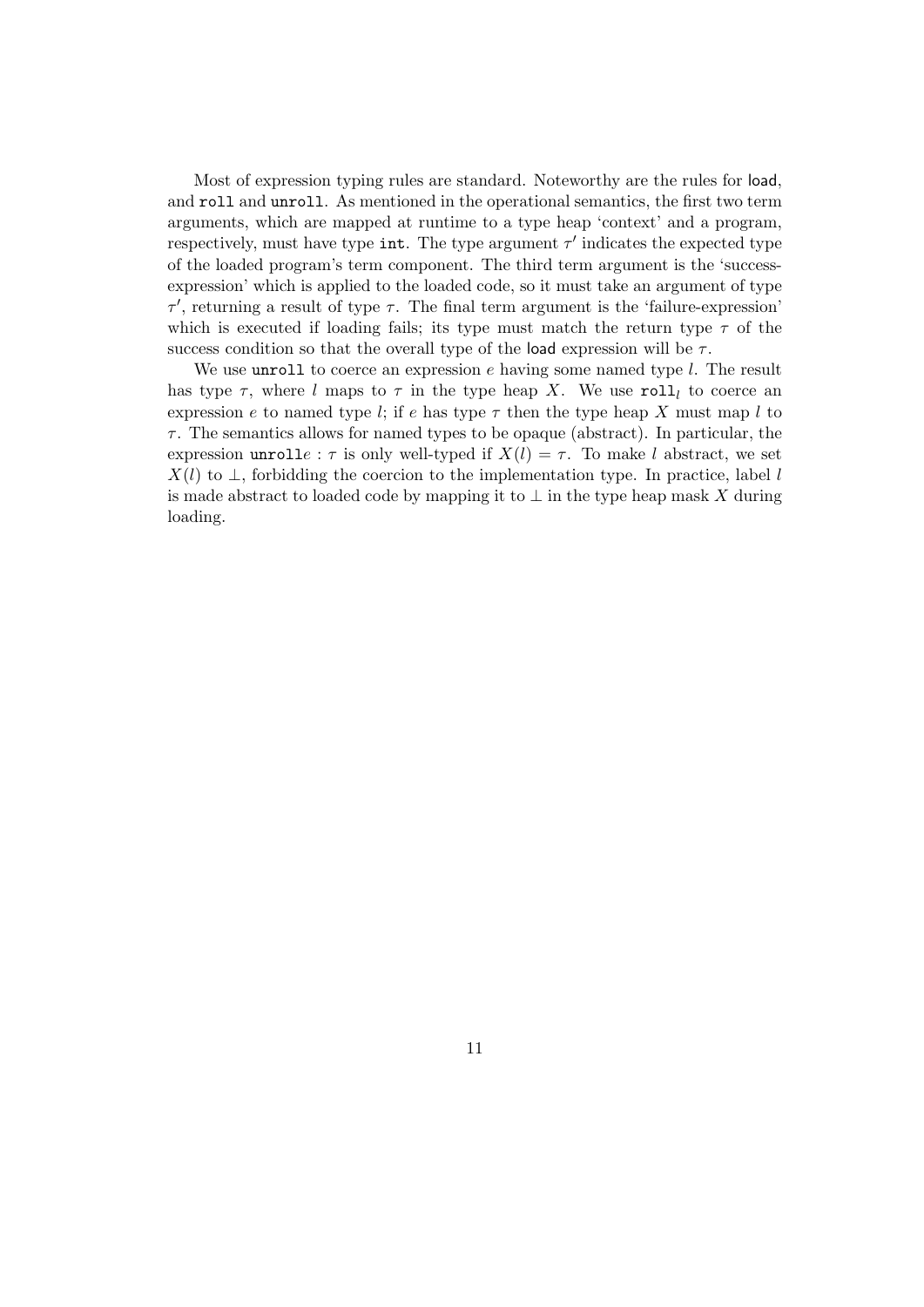Most of expression typing rules are standard. Noteworthy are the rules for load, and `roll` and `unroll`. As mentioned in the operational semantics, the first two term arguments, which are mapped at runtime to a type heap 'context' and a program, respectively, must have type `int`. The type argument $\tau'$ indicates the expected type of the loaded program's term component. The third term argument is the 'success-expression' which is applied to the loaded code, so it must take an argument of type $\tau'$, returning a result of type $\tau$. The final term argument is the 'failure-expression' which is executed if loading fails; its type must match the return type $\tau$ of the success condition so that the overall type of the load expression will be $\tau$.

We use `unroll` to coerce an expression $e$ having some named type $l$. The result has type $\tau$, where $l$ maps to $\tau$ in the type heap $X$. We use $\texttt{roll}_l$ to coerce an expression $e$ to named type $l$; if $e$ has type $\tau$ then the type heap $X$ must map $l$ to $\tau$. The semantics allows for named types to be opaque (abstract). In particular, the expression $\texttt{unroll}e : \tau$ is only well-typed if $X(l) = \tau$. To make $l$ abstract, we set $X(l)$ to $\bot$, forbidding the coercion to the implementation type. In practice, label $l$ is made abstract to loaded code by mapping it to $\bot$ in the type heap mask $X$ during loading.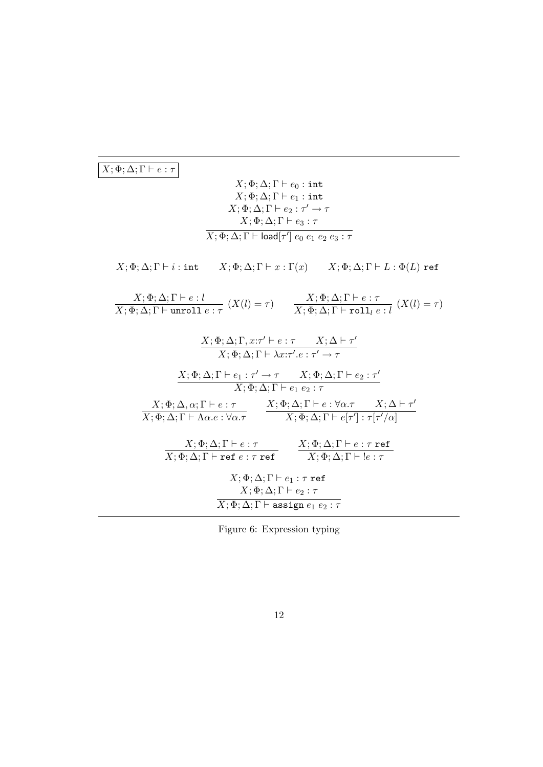$$\boxed{X;\Phi;\Delta;\Gamma \vdash e : \tau}$$

$$\frac{\begin{array}{c} X;\Phi;\Delta;\Gamma \vdash e_0 : \mathtt{int} \\ X;\Phi;\Delta;\Gamma \vdash e_1 : \mathtt{int} \\ X;\Phi;\Delta;\Gamma \vdash e_2 : \tau' \to \tau \\ X;\Phi;\Delta;\Gamma \vdash e_3 : \tau \end{array}}{X;\Phi;\Delta;\Gamma \vdash \mathsf{load}[\tau']\ e_0\ e_1\ e_2\ e_3 : \tau}$$

$$X;\Phi;\Delta;\Gamma \vdash i : \mathtt{int} \qquad X;\Phi;\Delta;\Gamma \vdash x : \Gamma(x) \qquad X;\Phi;\Delta;\Gamma \vdash L : \Phi(L)\ \mathtt{ref}$$

$$\frac{X;\Phi;\Delta;\Gamma \vdash e : l}{X;\Phi;\Delta;\Gamma \vdash \mathtt{unroll}\ e : \tau}\ (X(l) = \tau) \qquad \frac{X;\Phi;\Delta;\Gamma \vdash e : \tau}{X;\Phi;\Delta;\Gamma \vdash \mathtt{roll}_l\ e : l}\ (X(l) = \tau)$$

$$\frac{X;\Phi;\Delta;\Gamma, x{:}\tau' \vdash e : \tau \qquad X;\Delta \vdash \tau'}{X;\Phi;\Delta;\Gamma \vdash \lambda x{:}\tau'.e : \tau' \to \tau}$$

$$\frac{X;\Phi;\Delta;\Gamma \vdash e_1 : \tau' \to \tau \qquad X;\Phi;\Delta;\Gamma \vdash e_2 : \tau'}{X;\Phi;\Delta;\Gamma \vdash e_1\ e_2 : \tau}$$

$$\frac{X;\Phi;\Delta,\alpha;\Gamma \vdash e : \tau}{X;\Phi;\Delta;\Gamma \vdash \Lambda\alpha.e : \forall\alpha.\tau} \qquad \frac{X;\Phi;\Delta;\Gamma \vdash e : \forall\alpha.\tau \qquad X;\Delta \vdash \tau'}{X;\Phi;\Delta;\Gamma \vdash e[\tau'] : \tau[\tau'/\alpha]}$$

$$\frac{X;\Phi;\Delta;\Gamma \vdash e : \tau}{X;\Phi;\Delta;\Gamma \vdash \mathtt{ref}\ e : \tau\ \mathtt{ref}} \qquad \frac{X;\Phi;\Delta;\Gamma \vdash e : \tau\ \mathtt{ref}}{X;\Phi;\Delta;\Gamma \vdash\ !e : \tau}$$

$$\frac{\begin{array}{c} X;\Phi;\Delta;\Gamma \vdash e_1 : \tau\ \mathtt{ref} \\ X;\Phi;\Delta;\Gamma \vdash e_2 : \tau \end{array}}{X;\Phi;\Delta;\Gamma \vdash \mathtt{assign}\ e_1\ e_2 : \tau}$$

Figure 6: Expression typing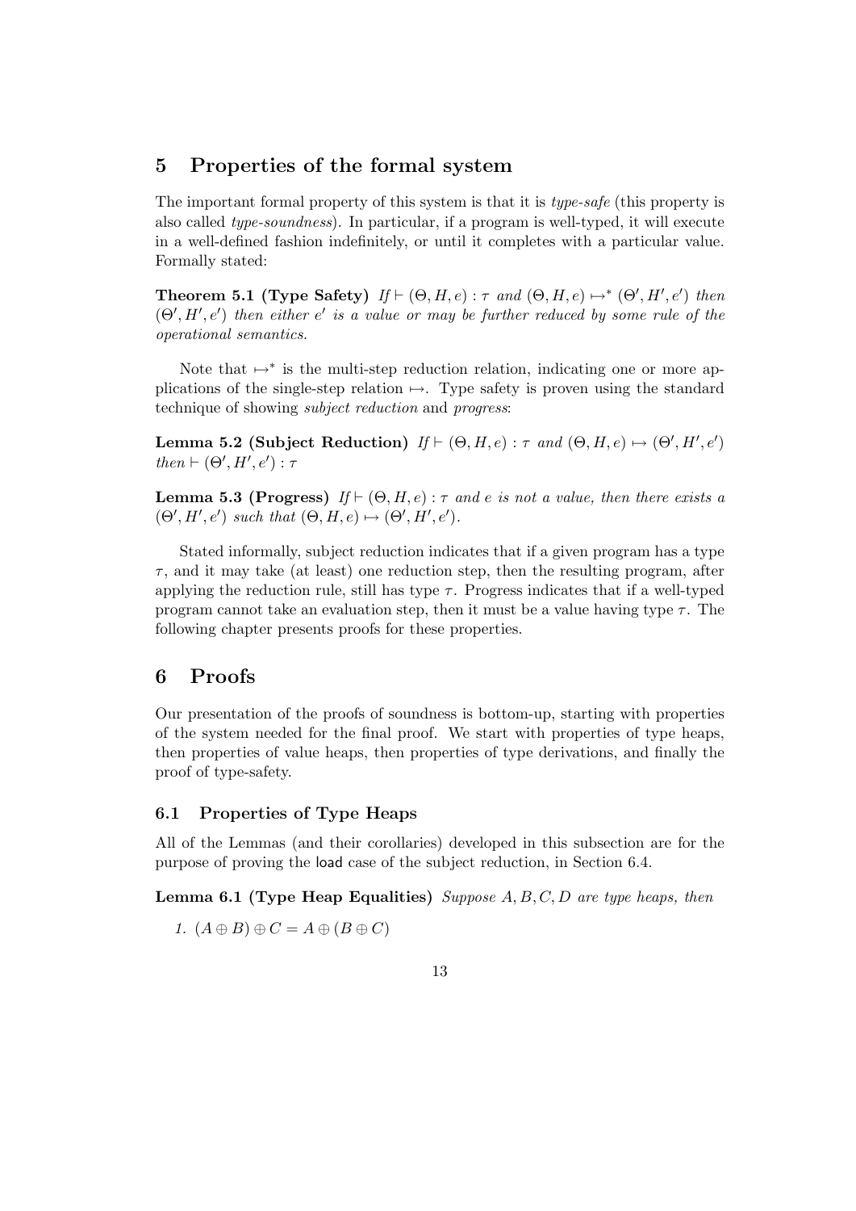## 5 Properties of the formal system

The important formal property of this system is that it is *type-safe* (this property is also called *type-soundness*). In particular, if a program is well-typed, it will execute in a well-defined fashion indefinitely, or until it completes with a particular value. Formally stated:

**Theorem 5.1 (Type Safety)** *If* $\vdash (\Theta, H, e) : \tau$ *and* $(\Theta, H, e) \mapsto^* (\Theta', H', e')$ *then* $(\Theta', H', e')$ *then either* $e'$ *is a value or may be further reduced by some rule of the operational semantics.*

Note that $\mapsto^*$ is the multi-step reduction relation, indicating one or more applications of the single-step relation $\mapsto$. Type safety is proven using the standard technique of showing *subject reduction* and *progress*:

**Lemma 5.2 (Subject Reduction)** *If* $\vdash (\Theta, H, e) : \tau$ *and* $(\Theta, H, e) \mapsto (\Theta', H', e')$ *then* $\vdash (\Theta', H', e') : \tau$

**Lemma 5.3 (Progress)** *If* $\vdash (\Theta, H, e) : \tau$ *and* $e$ *is not a value, then there exists a* $(\Theta', H', e')$ *such that* $(\Theta, H, e) \mapsto (\Theta', H', e')$.

Stated informally, subject reduction indicates that if a given program has a type $\tau$, and it may take (at least) one reduction step, then the resulting program, after applying the reduction rule, still has type $\tau$. Progress indicates that if a well-typed program cannot take an evaluation step, then it must be a value having type $\tau$. The following chapter presents proofs for these properties.

## 6 Proofs

Our presentation of the proofs of soundness is bottom-up, starting with properties of the system needed for the final proof. We start with properties of type heaps, then properties of value heaps, then properties of type derivations, and finally the proof of type-safety.

### 6.1 Properties of Type Heaps

All of the Lemmas (and their corollaries) developed in this subsection are for the purpose of proving the load case of the subject reduction, in Section 6.4.

**Lemma 6.1 (Type Heap Equalities)** *Suppose* $A, B, C, D$ *are type heaps, then*

1. $(A \oplus B) \oplus C = A \oplus (B \oplus C)$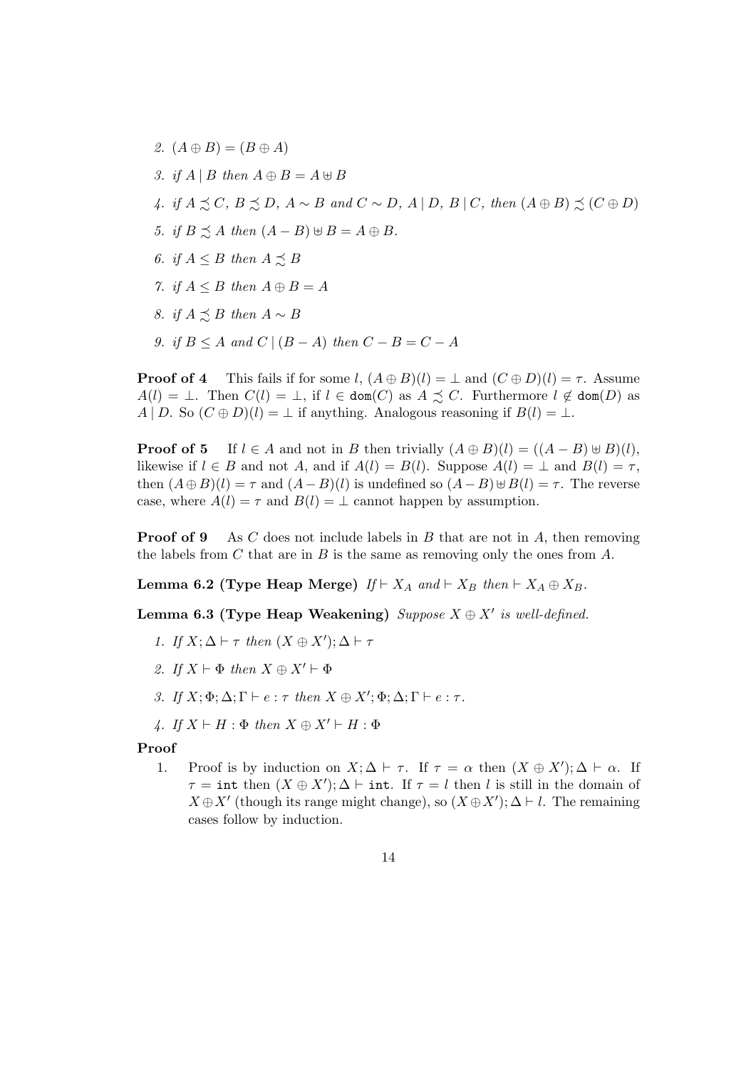2. $(A \oplus B) = (B \oplus A)$

3. *if* $A \mid B$ *then* $A \oplus B = A \uplus B$

4. *if* $A \precsim C$, $B \precsim D$, $A \sim B$ *and* $C \sim D$, $A \mid D$, $B \mid C$, *then* $(A \oplus B) \precsim (C \oplus D)$

5. *if* $B \precsim A$ *then* $(A - B) \uplus B = A \oplus B$.

6. *if* $A \leq B$ *then* $A \precsim B$

7. *if* $A \leq B$ *then* $A \oplus B = A$

8. *if* $A \precsim B$ *then* $A \sim B$

9. *if* $B \leq A$ *and* $C \mid (B - A)$ *then* $C - B = C - A$

**Proof of 4** This fails if for some $l$, $(A \oplus B)(l) = \bot$ and $(C \oplus D)(l) = \tau$. Assume $A(l) = \bot$. Then $C(l) = \bot$, if $l \in \mathtt{dom}(C)$ as $A \precsim C$. Furthermore $l \notin \mathtt{dom}(D)$ as $A \mid D$. So $(C \oplus D)(l) = \bot$ if anything. Analogous reasoning if $B(l) = \bot$.

**Proof of 5** If $l \in A$ and not in $B$ then trivially $(A \oplus B)(l) = ((A - B) \uplus B)(l)$, likewise if $l \in B$ and not $A$, and if $A(l) = B(l)$. Suppose $A(l) = \bot$ and $B(l) = \tau$, then $(A \oplus B)(l) = \tau$ and $(A - B)(l)$ is undefined so $(A - B) \uplus B(l) = \tau$. The reverse case, where $A(l) = \tau$ and $B(l) = \bot$ cannot happen by assumption.

**Proof of 9** As $C$ does not include labels in $B$ that are not in $A$, then removing the labels from $C$ that are in $B$ is the same as removing only the ones from $A$.

**Lemma 6.2 (Type Heap Merge)** *If* $\vdash X_A$ *and* $\vdash X_B$ *then* $\vdash X_A \oplus X_B$.

**Lemma 6.3 (Type Heap Weakening)** *Suppose* $X \oplus X'$ *is well-defined.*

1. *If* $X; \Delta \vdash \tau$ *then* $(X \oplus X'); \Delta \vdash \tau$

2. *If* $X \vdash \Phi$ *then* $X \oplus X' \vdash \Phi$

3. *If* $X; \Phi; \Delta; \Gamma \vdash e : \tau$ *then* $X \oplus X'; \Phi; \Delta; \Gamma \vdash e : \tau$.

4. *If* $X \vdash H : \Phi$ *then* $X \oplus X' \vdash H : \Phi$

**Proof**

1. Proof is by induction on $X; \Delta \vdash \tau$. If $\tau = \alpha$ then $(X \oplus X'); \Delta \vdash \alpha$. If $\tau = \mathtt{int}$ then $(X \oplus X'); \Delta \vdash \mathtt{int}$. If $\tau = l$ then $l$ is still in the domain of $X \oplus X'$ (though its range might change), so $(X \oplus X'); \Delta \vdash l$. The remaining cases follow by induction.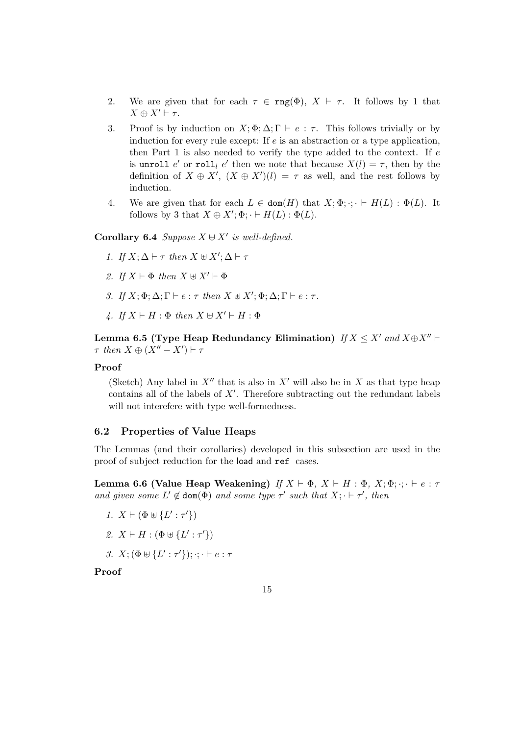2. We are given that for each $\tau \in \texttt{rng}(\Phi)$, $X \vdash \tau$. It follows by 1 that $X \oplus X' \vdash \tau$.

3. Proof is by induction on $X; \Phi; \Delta; \Gamma \vdash e : \tau$. This follows trivially or by induction for every rule except: If $e$ is an abstraction or a type application, then Part 1 is also needed to verify the type added to the context. If $e$ is $\texttt{unroll}\ e'$ or $\texttt{roll}_l\ e'$ then we note that because $X(l) = \tau$, then by the definition of $X \oplus X'$, $(X \oplus X')(l) = \tau$ as well, and the rest follows by induction.

4. We are given that for each $L \in \texttt{dom}(H)$ that $X; \Phi; \cdot; \cdot \vdash H(L) : \Phi(L)$. It follows by 3 that $X \oplus X'; \Phi; \cdot \vdash H(L) : \Phi(L)$.

**Corollary 6.4** *Suppose $X \uplus X'$ is well-defined.*

1. *If $X; \Delta \vdash \tau$ then $X \uplus X'; \Delta \vdash \tau$*
2. *If $X \vdash \Phi$ then $X \uplus X' \vdash \Phi$*
3. *If $X; \Phi; \Delta; \Gamma \vdash e : \tau$ then $X \uplus X'; \Phi; \Delta; \Gamma \vdash e : \tau$.*
4. *If $X \vdash H : \Phi$ then $X \uplus X' \vdash H : \Phi$*

**Lemma 6.5 (Type Heap Redundancy Elimination)** *If $X \leq X'$ and $X \oplus X'' \vdash \tau$ then $X \oplus (X'' - X') \vdash \tau$*

**Proof**

(Sketch) Any label in $X''$ that is also in $X'$ will also be in $X$ as that type heap contains all of the labels of $X'$. Therefore subtracting out the redundant labels will not interefere with type well-formedness.

## 6.2 Properties of Value Heaps

The Lemmas (and their corollaries) developed in this subsection are used in the proof of subject reduction for the load and `ref` cases.

**Lemma 6.6 (Value Heap Weakening)** *If $X \vdash \Phi$, $X \vdash H : \Phi$, $X; \Phi; \cdot; \cdot \vdash e : \tau$ and given some $L' \notin \texttt{dom}(\Phi)$ and some type $\tau'$ such that $X; \cdot \vdash \tau'$, then*

1. *$X \vdash (\Phi \uplus \{L' : \tau'\})$*
2. *$X \vdash H : (\Phi \uplus \{L' : \tau'\})$*
3. *$X; (\Phi \uplus \{L' : \tau'\}); \cdot; \cdot \vdash e : \tau$*

**Proof**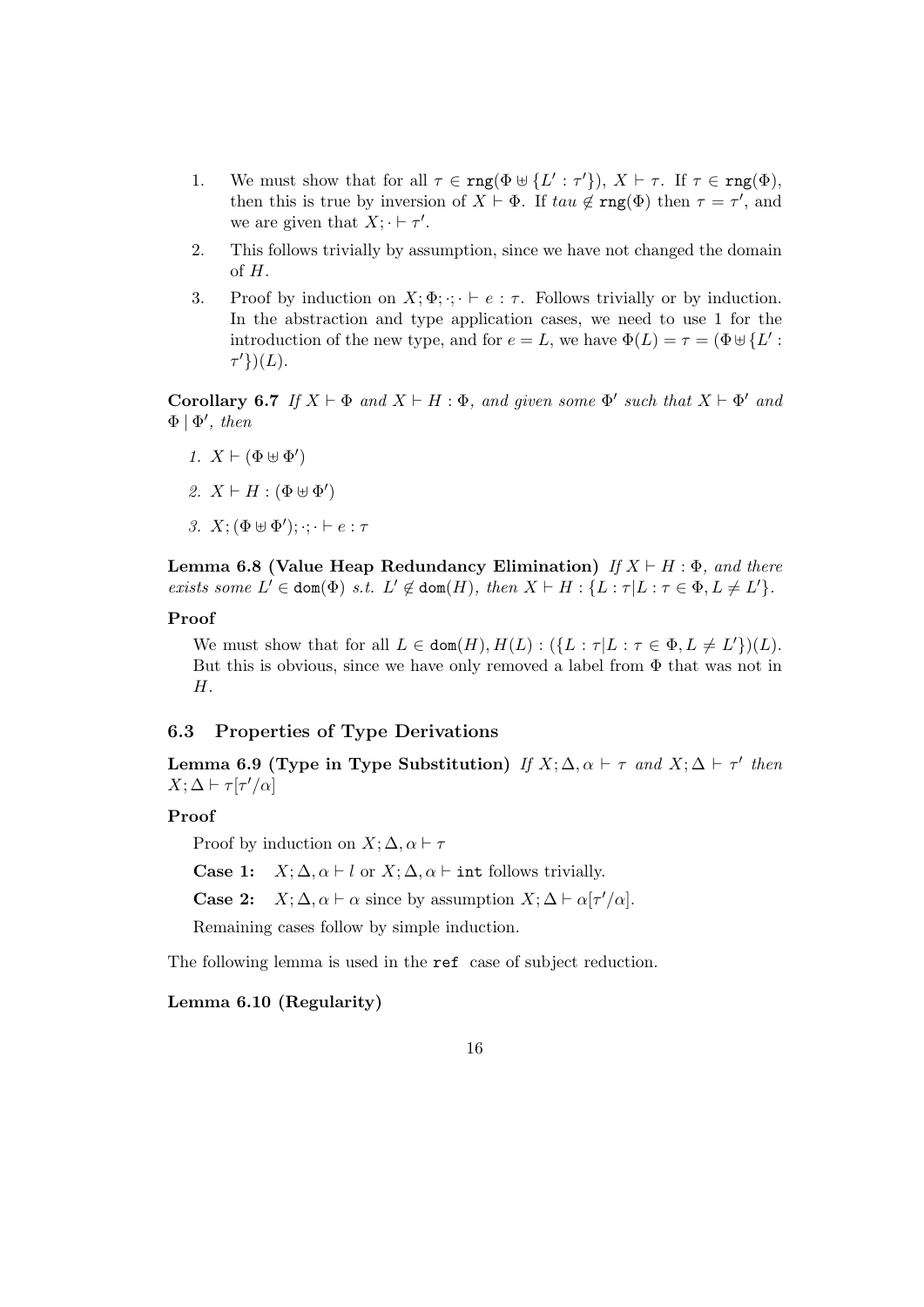1. We must show that for all $\tau \in \texttt{rng}(\Phi \uplus \{L' : \tau'\})$, $X \vdash \tau$. If $\tau \in \texttt{rng}(\Phi)$, then this is true by inversion of $X \vdash \Phi$. If $tau \notin \texttt{rng}(\Phi)$ then $\tau = \tau'$, and we are given that $X; \cdot \vdash \tau'$.

2. This follows trivially by assumption, since we have not changed the domain of $H$.

3. Proof by induction on $X; \Phi; \cdot; \cdot \vdash e : \tau$. Follows trivially or by induction. In the abstraction and type application cases, we need to use 1 for the introduction of the new type, and for $e = L$, we have $\Phi(L) = \tau = (\Phi \uplus \{L' : \tau'\})(L)$.

**Corollary 6.7** *If $X \vdash \Phi$ and $X \vdash H : \Phi$, and given some $\Phi'$ such that $X \vdash \Phi'$ and $\Phi \mid \Phi'$, then*

1. $X \vdash (\Phi \uplus \Phi')$
2. $X \vdash H : (\Phi \uplus \Phi')$
3. $X; (\Phi \uplus \Phi'); \cdot; \cdot \vdash e : \tau$

**Lemma 6.8 (Value Heap Redundancy Elimination)** *If $X \vdash H : \Phi$, and there exists some $L' \in \texttt{dom}(\Phi)$ s.t. $L' \notin \texttt{dom}(H)$, then $X \vdash H : \{L : \tau | L : \tau \in \Phi, L \neq L'\}$.*

**Proof**

We must show that for all $L \in \texttt{dom}(H), H(L) : (\{L : \tau | L : \tau \in \Phi, L \neq L'\})(L)$. But this is obvious, since we have only removed a label from $\Phi$ that was not in $H$.

### 6.3 Properties of Type Derivations

**Lemma 6.9 (Type in Type Substitution)** *If $X; \Delta, \alpha \vdash \tau$ and $X; \Delta \vdash \tau'$ then $X; \Delta \vdash \tau[\tau'/\alpha]$*

**Proof**

Proof by induction on $X; \Delta, \alpha \vdash \tau$

**Case 1:** $X; \Delta, \alpha \vdash l$ or $X; \Delta, \alpha \vdash \texttt{int}$ follows trivially.

**Case 2:** $X; \Delta, \alpha \vdash \alpha$ since by assumption $X; \Delta \vdash \alpha[\tau'/\alpha]$.

Remaining cases follow by simple induction.

The following lemma is used in the `ref` case of subject reduction.

**Lemma 6.10 (Regularity)**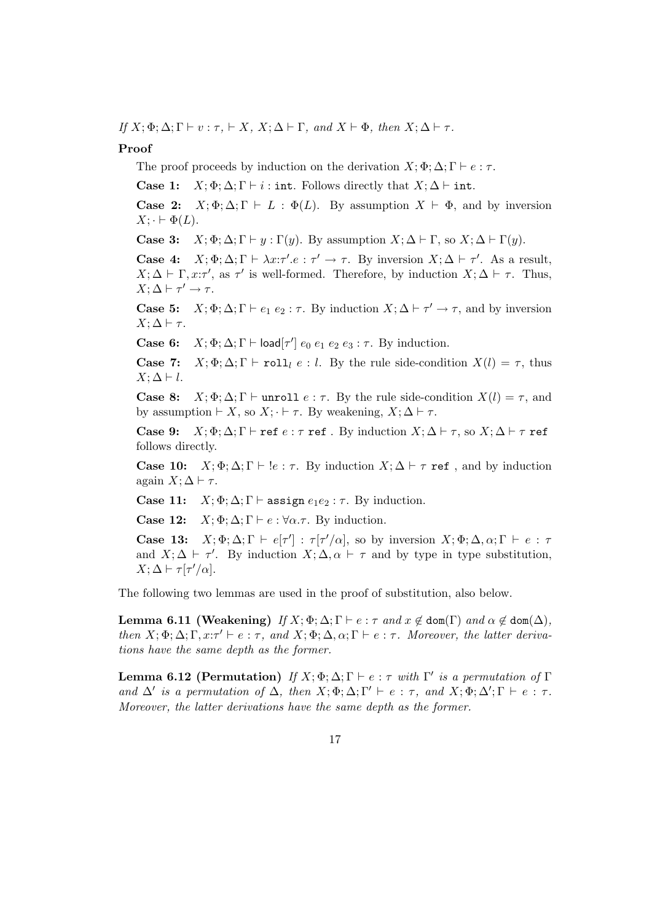*If $X; \Phi; \Delta; \Gamma \vdash v : \tau$, $\vdash X$, $X; \Delta \vdash \Gamma$, and $X \vdash \Phi$, then $X; \Delta \vdash \tau$.*

**Proof**

The proof proceeds by induction on the derivation $X; \Phi; \Delta; \Gamma \vdash e : \tau$.

**Case 1:** $X; \Phi; \Delta; \Gamma \vdash i : \texttt{int}$. Follows directly that $X; \Delta \vdash \texttt{int}$.

**Case 2:** $X; \Phi; \Delta; \Gamma \vdash L : \Phi(L)$. By assumption $X \vdash \Phi$, and by inversion $X; \cdot \vdash \Phi(L)$.

**Case 3:** $X; \Phi; \Delta; \Gamma \vdash y : \Gamma(y)$. By assumption $X; \Delta \vdash \Gamma$, so $X; \Delta \vdash \Gamma(y)$.

**Case 4:** $X; \Phi; \Delta; \Gamma \vdash \lambda x{:}\tau'.e : \tau' \rightarrow \tau$. By inversion $X; \Delta \vdash \tau'$. As a result, $X; \Delta \vdash \Gamma, x{:}\tau'$, as $\tau'$ is well-formed. Therefore, by induction $X; \Delta \vdash \tau$. Thus, $X; \Delta \vdash \tau' \rightarrow \tau$.

**Case 5:** $X; \Phi; \Delta; \Gamma \vdash e_1\ e_2 : \tau$. By induction $X; \Delta \vdash \tau' \rightarrow \tau$, and by inversion $X; \Delta \vdash \tau$.

**Case 6:** $X; \Phi; \Delta; \Gamma \vdash \mathsf{load}[\tau']\ e_0\ e_1\ e_2\ e_3 : \tau$. By induction.

**Case 7:** $X; \Phi; \Delta; \Gamma \vdash \texttt{roll}_l\ e : l$. By the rule side-condition $X(l) = \tau$, thus $X; \Delta \vdash l$.

**Case 8:** $X; \Phi; \Delta; \Gamma \vdash \texttt{unroll}\ e : \tau$. By the rule side-condition $X(l) = \tau$, and by assumption $\vdash X$, so $X; \cdot \vdash \tau$. By weakening, $X; \Delta \vdash \tau$.

**Case 9:** $X; \Phi; \Delta; \Gamma \vdash \texttt{ref}\ e : \tau\ \texttt{ref}$ . By induction $X; \Delta \vdash \tau$, so $X; \Delta \vdash \tau\ \texttt{ref}$ follows directly.

**Case 10:** $X; \Phi; \Delta; \Gamma \vdash\ !e : \tau$. By induction $X; \Delta \vdash \tau\ \texttt{ref}$ , and by induction again $X; \Delta \vdash \tau$.

**Case 11:** $X; \Phi; \Delta; \Gamma \vdash \texttt{assign}\ e_1 e_2 : \tau$. By induction.

**Case 12:** $X; \Phi; \Delta; \Gamma \vdash e : \forall\alpha.\tau$. By induction.

**Case 13:** $X; \Phi; \Delta; \Gamma \vdash e[\tau'] : \tau[\tau'/\alpha]$, so by inversion $X; \Phi; \Delta, \alpha; \Gamma \vdash e : \tau$ and $X; \Delta \vdash \tau'$. By induction $X; \Delta, \alpha \vdash \tau$ and by type in type substitution, $X; \Delta \vdash \tau[\tau'/\alpha]$.

The following two lemmas are used in the proof of substitution, also below.

**Lemma 6.11 (Weakening)** *If $X; \Phi; \Delta; \Gamma \vdash e : \tau$ and $x \notin \mathtt{dom}(\Gamma)$ and $\alpha \notin \mathtt{dom}(\Delta)$, then $X; \Phi; \Delta; \Gamma, x{:}\tau' \vdash e : \tau$, and $X; \Phi; \Delta, \alpha; \Gamma \vdash e : \tau$. Moreover, the latter derivations have the same depth as the former.*

**Lemma 6.12 (Permutation)** *If $X; \Phi; \Delta; \Gamma \vdash e : \tau$ with $\Gamma'$ is a permutation of $\Gamma$ and $\Delta'$ is a permutation of $\Delta$, then $X; \Phi; \Delta; \Gamma' \vdash e : \tau$, and $X; \Phi; \Delta'; \Gamma \vdash e : \tau$. Moreover, the latter derivations have the same depth as the former.*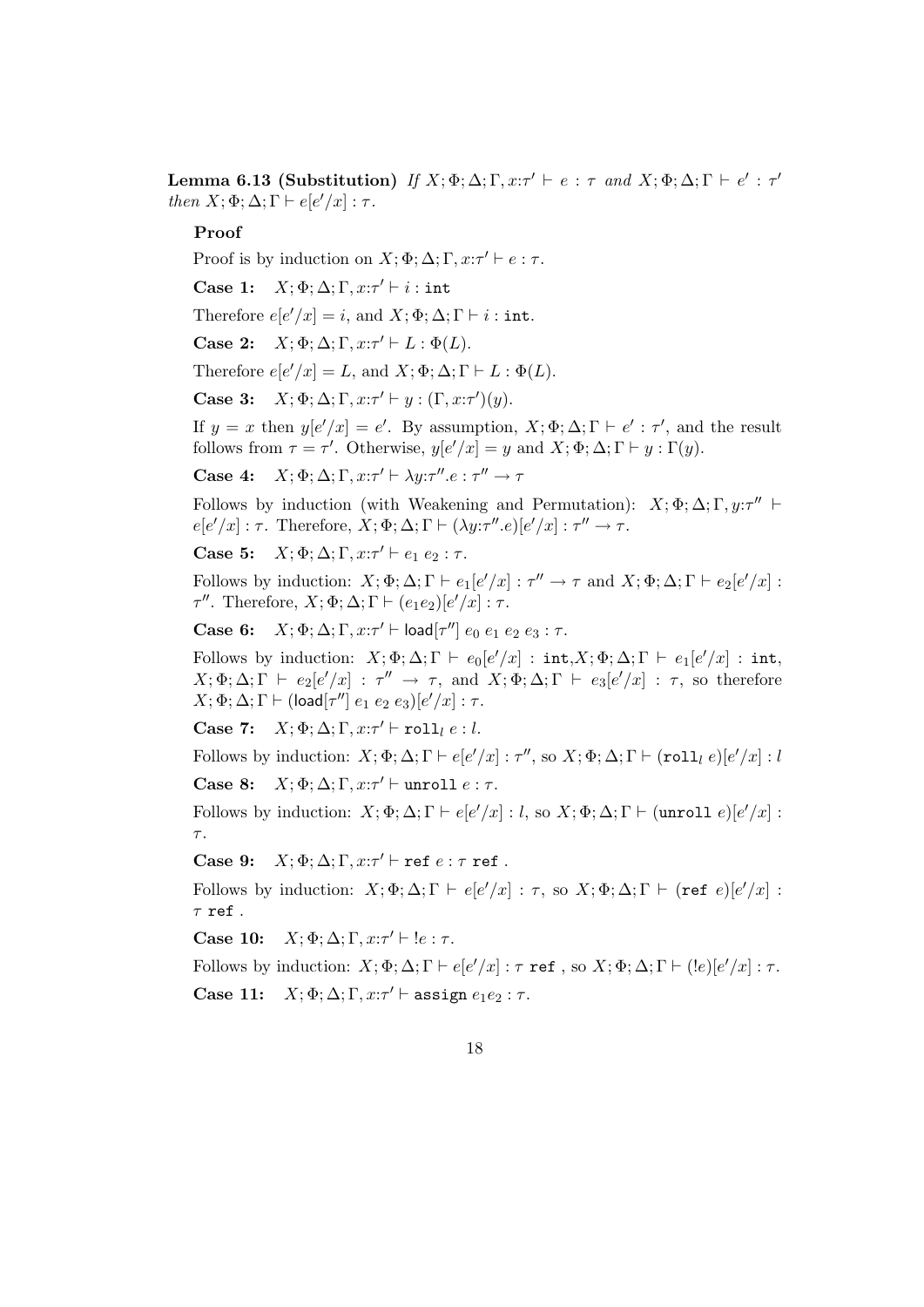**Lemma 6.13 (Substitution)** *If* $X; \Phi; \Delta; \Gamma, x{:}\tau' \vdash e : \tau$ *and* $X; \Phi; \Delta; \Gamma \vdash e' : \tau'$ *then* $X; \Phi; \Delta; \Gamma \vdash e[e'/x] : \tau$.

**Proof**

Proof is by induction on $X; \Phi; \Delta; \Gamma, x{:}\tau' \vdash e : \tau$.

**Case 1:** $X; \Phi; \Delta; \Gamma, x{:}\tau' \vdash i : \texttt{int}$

Therefore $e[e'/x] = i$, and $X; \Phi; \Delta; \Gamma \vdash i : \texttt{int}$.

**Case 2:** $X; \Phi; \Delta; \Gamma, x{:}\tau' \vdash L : \Phi(L)$.

Therefore $e[e'/x] = L$, and $X; \Phi; \Delta; \Gamma \vdash L : \Phi(L)$.

**Case 3:** $X; \Phi; \Delta; \Gamma, x{:}\tau' \vdash y : (\Gamma, x{:}\tau')(y)$.

If $y = x$ then $y[e'/x] = e'$. By assumption, $X; \Phi; \Delta; \Gamma \vdash e' : \tau'$, and the result follows from $\tau = \tau'$. Otherwise, $y[e'/x] = y$ and $X; \Phi; \Delta; \Gamma \vdash y : \Gamma(y)$.

**Case 4:** $X; \Phi; \Delta; \Gamma, x{:}\tau' \vdash \lambda y{:}\tau''.e : \tau'' \to \tau$

Follows by induction (with Weakening and Permutation): $X; \Phi; \Delta; \Gamma, y{:}\tau'' \vdash e[e'/x] : \tau$. Therefore, $X; \Phi; \Delta; \Gamma \vdash (\lambda y{:}\tau''.e)[e'/x] : \tau'' \to \tau$.

**Case 5:** $X; \Phi; \Delta; \Gamma, x{:}\tau' \vdash e_1\ e_2 : \tau$.

Follows by induction: $X; \Phi; \Delta; \Gamma \vdash e_1[e'/x] : \tau'' \to \tau$ and $X; \Phi; \Delta; \Gamma \vdash e_2[e'/x] : \tau''$. Therefore, $X; \Phi; \Delta; \Gamma \vdash (e_1 e_2)[e'/x] : \tau$.

**Case 6:** $X; \Phi; \Delta; \Gamma, x{:}\tau' \vdash \mathsf{load}[\tau'']\ e_0\ e_1\ e_2\ e_3 : \tau$.

Follows by induction: $X; \Phi; \Delta; \Gamma \vdash e_0[e'/x] : \texttt{int}$,$X; \Phi; \Delta; \Gamma \vdash e_1[e'/x] : \texttt{int}$, $X; \Phi; \Delta; \Gamma \vdash e_2[e'/x] : \tau'' \to \tau$, and $X; \Phi; \Delta; \Gamma \vdash e_3[e'/x] : \tau$, so therefore $X; \Phi; \Delta; \Gamma \vdash (\mathsf{load}[\tau'']\ e_1\ e_2\ e_3)[e'/x] : \tau$.

**Case 7:** $X; \Phi; \Delta; \Gamma, x{:}\tau' \vdash \texttt{roll}_l\ e : l$.

Follows by induction: $X; \Phi; \Delta; \Gamma \vdash e[e'/x] : \tau''$, so $X; \Phi; \Delta; \Gamma \vdash (\texttt{roll}_l\ e)[e'/x] : l$

**Case 8:** $X; \Phi; \Delta; \Gamma, x{:}\tau' \vdash \texttt{unroll}\ e : \tau$.

Follows by induction: $X; \Phi; \Delta; \Gamma \vdash e[e'/x] : l$, so $X; \Phi; \Delta; \Gamma \vdash (\texttt{unroll}\ e)[e'/x] : \tau$.

**Case 9:** $X; \Phi; \Delta; \Gamma, x{:}\tau' \vdash \texttt{ref}\ e : \tau\ \texttt{ref}$ .

Follows by induction: $X; \Phi; \Delta; \Gamma \vdash e[e'/x] : \tau$, so $X; \Phi; \Delta; \Gamma \vdash (\texttt{ref}\ e)[e'/x] : \tau\ \texttt{ref}$ .

**Case 10:** $X; \Phi; \Delta; \Gamma, x{:}\tau' \vdash\ !e : \tau$.

Follows by induction: $X; \Phi; \Delta; \Gamma \vdash e[e'/x] : \tau\ \texttt{ref}$ , so $X; \Phi; \Delta; \Gamma \vdash (!e)[e'/x] : \tau$.

**Case 11:** $X; \Phi; \Delta; \Gamma, x{:}\tau' \vdash \texttt{assign}\ e_1 e_2 : \tau$.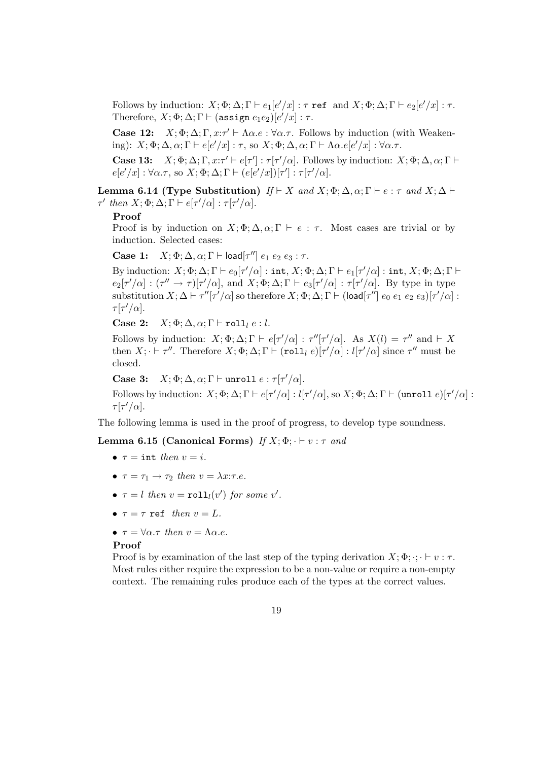Follows by induction: $X;\Phi;\Delta;\Gamma \vdash e_1[e'/x] : \tau\ \texttt{ref}$ and $X;\Phi;\Delta;\Gamma \vdash e_2[e'/x] : \tau$. Therefore, $X;\Phi;\Delta;\Gamma \vdash (\texttt{assign}\ e_1 e_2)[e'/x] : \tau$.

**Case 12:** $X;\Phi;\Delta;\Gamma, x{:}\tau' \vdash \Lambda\alpha.e : \forall\alpha.\tau$. Follows by induction (with Weakening): $X;\Phi;\Delta,\alpha;\Gamma \vdash e[e'/x] : \tau$, so $X;\Phi;\Delta,\alpha;\Gamma \vdash \Lambda\alpha.e[e'/x] : \forall\alpha.\tau$.

**Case 13:** $X;\Phi;\Delta;\Gamma, x{:}\tau' \vdash e[\tau'] : \tau[\tau'/\alpha]$. Follows by induction: $X;\Phi;\Delta,\alpha;\Gamma \vdash e[e'/x] : \forall\alpha.\tau$, so $X;\Phi;\Delta;\Gamma \vdash (e[e'/x])[\tau'] : \tau[\tau'/\alpha]$.

**Lemma 6.14 (Type Substitution)** *If* $\vdash X$ *and* $X;\Phi;\Delta,\alpha;\Gamma \vdash e : \tau$ *and* $X;\Delta \vdash \tau'$ *then* $X;\Phi;\Delta;\Gamma \vdash e[\tau'/\alpha] : \tau[\tau'/\alpha]$.

**Proof**

Proof is by induction on $X;\Phi;\Delta,\alpha;\Gamma \vdash e : \tau$. Most cases are trivial or by induction. Selected cases:

**Case 1:** $X;\Phi;\Delta,\alpha;\Gamma \vdash \mathsf{load}[\tau''] \ e_1\ e_2\ e_3 : \tau$.

By induction: $X;\Phi;\Delta;\Gamma \vdash e_0[\tau'/\alpha] : \texttt{int}$, $X;\Phi;\Delta;\Gamma \vdash e_1[\tau'/\alpha] : \texttt{int}$, $X;\Phi;\Delta;\Gamma \vdash e_2[\tau'/\alpha] : (\tau'' \to \tau)[\tau'/\alpha]$, and $X;\Phi;\Delta;\Gamma \vdash e_3[\tau'/\alpha] : \tau[\tau'/\alpha]$. By type in type substitution $X;\Delta \vdash \tau''[\tau'/\alpha]$ so therefore $X;\Phi;\Delta;\Gamma \vdash (\mathsf{load}[\tau'']\ e_0\ e_1\ e_2\ e_3)[\tau'/\alpha] : \tau[\tau'/\alpha]$.

**Case 2:** $X;\Phi;\Delta,\alpha;\Gamma \vdash \texttt{roll}_l\ e : l$.

Follows by induction: $X;\Phi;\Delta;\Gamma \vdash e[\tau'/\alpha] : \tau''[\tau'/\alpha]$. As $X(l) = \tau''$ and $\vdash X$ then $X;\cdot \vdash \tau''$. Therefore $X;\Phi;\Delta;\Gamma \vdash (\texttt{roll}_l\ e)[\tau'/\alpha] : l[\tau'/\alpha]$ since $\tau''$ must be closed.

**Case 3:** $X;\Phi;\Delta,\alpha;\Gamma \vdash \texttt{unroll}\ e : \tau[\tau'/\alpha]$.

Follows by induction: $X;\Phi;\Delta;\Gamma \vdash e[\tau'/\alpha] : l[\tau'/\alpha]$, so $X;\Phi;\Delta;\Gamma \vdash (\texttt{unroll}\ e)[\tau'/\alpha] : \tau[\tau'/\alpha]$.

The following lemma is used in the proof of progress, to develop type soundness.

**Lemma 6.15 (Canonical Forms)** *If* $X;\Phi;\cdot \vdash v : \tau$ *and*

- $\tau = \texttt{int}$ *then* $v = i$.
- $\tau = \tau_1 \to \tau_2$ *then* $v = \lambda x{:}\tau.e$.
- $\tau = l$ *then* $v = \texttt{roll}_l(v')$ *for some* $v'$.
- $\tau = \tau\ \texttt{ref}$ *then* $v = L$.
- $\tau = \forall\alpha.\tau$ *then* $v = \Lambda\alpha.e$.

**Proof**

Proof is by examination of the last step of the typing derivation $X;\Phi;\cdot;\cdot \vdash v : \tau$. Most rules either require the expression to be a non-value or require a non-empty context. The remaining rules produce each of the types at the correct values.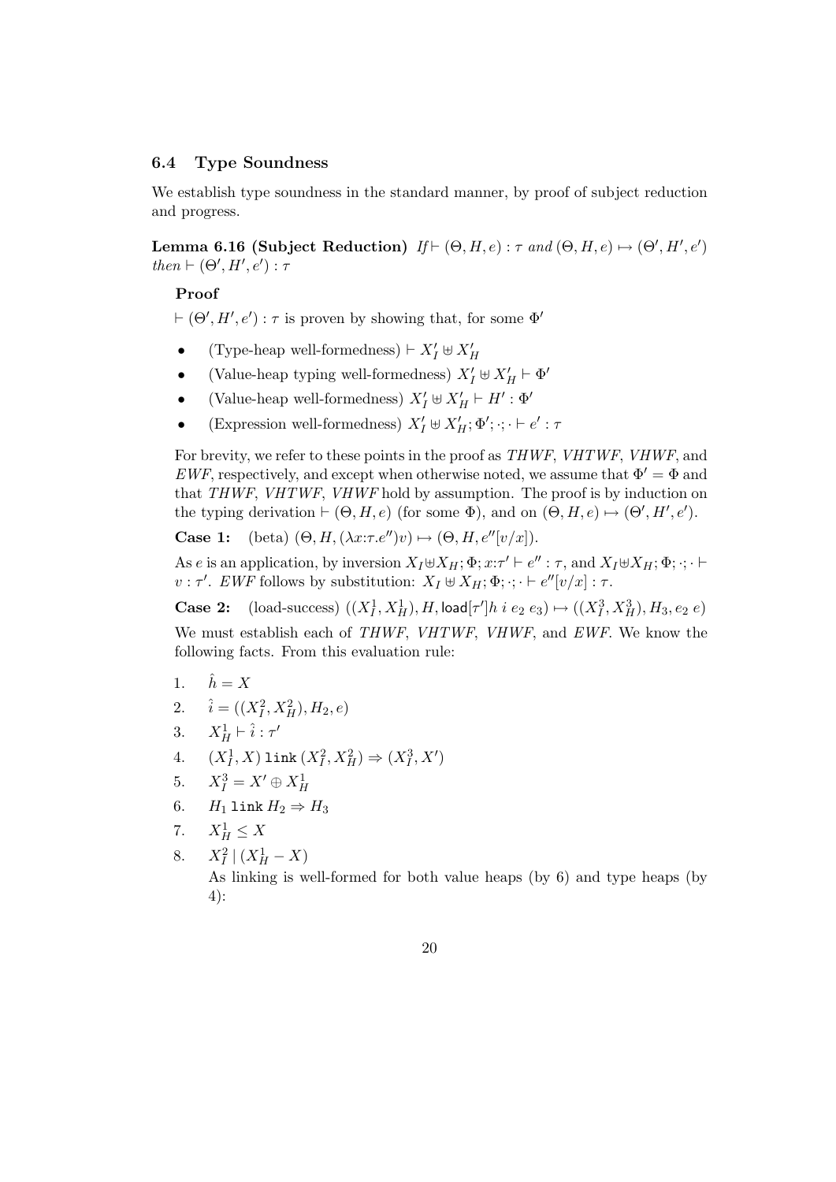### 6.4 Type Soundness

We establish type soundness in the standard manner, by proof of subject reduction and progress.

**Lemma 6.16 (Subject Reduction)** *If* $\vdash (\Theta, H, e) : \tau$ *and* $(\Theta, H, e) \mapsto (\Theta', H', e')$ *then* $\vdash (\Theta', H', e') : \tau$

**Proof**

$\vdash (\Theta', H', e') : \tau$ is proven by showing that, for some $\Phi'$

- (Type-heap well-formedness) $\vdash X'_I \uplus X'_H$
- (Value-heap typing well-formedness) $X'_I \uplus X'_H \vdash \Phi'$
- (Value-heap well-formedness) $X'_I \uplus X'_H \vdash H' : \Phi'$
- (Expression well-formedness) $X'_I \uplus X'_H; \Phi'; \cdot; \cdot \vdash e' : \tau$

For brevity, we refer to these points in the proof as *THWF*, *VHTWF*, *VHWF*, and *EWF*, respectively, and except when otherwise noted, we assume that $\Phi' = \Phi$ and that *THWF*, *VHTWF*, *VHWF* hold by assumption. The proof is by induction on the typing derivation $\vdash (\Theta, H, e)$ (for some $\Phi$), and on $(\Theta, H, e) \mapsto (\Theta', H', e')$.

**Case 1:** (beta) $(\Theta, H, (\lambda x{:}\tau.e'')v) \mapsto (\Theta, H, e''[v/x])$.

As $e$ is an application, by inversion $X_I \uplus X_H; \Phi; x{:}\tau' \vdash e'' : \tau$, and $X_I \uplus X_H; \Phi; \cdot; \cdot \vdash v : \tau'$. *EWF* follows by substitution: $X_I \uplus X_H; \Phi; \cdot; \cdot \vdash e''[v/x] : \tau$.

**Case 2:** (load-success) $((X_I^1, X_H^1), H, \mathsf{load}[\tau']h\ i\ e_2\ e_3) \mapsto ((X_I^3, X_H^3), H_3, e_2\ e)$

We must establish each of *THWF*, *VHTWF*, *VHWF*, and *EWF*. We know the following facts. From this evaluation rule:

1. $\hat{h} = X$
2. $\hat{i} = ((X_I^2, X_H^2), H_2, e)$
3. $X_H^1 \vdash \hat{i} : \tau'$
4. $(X_I^1, X)\ \texttt{link}\ (X_I^2, X_H^2) \Rightarrow (X_I^3, X')$
5. $X_I^3 = X' \oplus X_H^1$
6. $H_1\ \texttt{link}\ H_2 \Rightarrow H_3$
7. $X_H^1 \leq X$
8. $X_I^2 \mid (X_H^1 - X)$

   As linking is well-formed for both value heaps (by 6) and type heaps (by 4):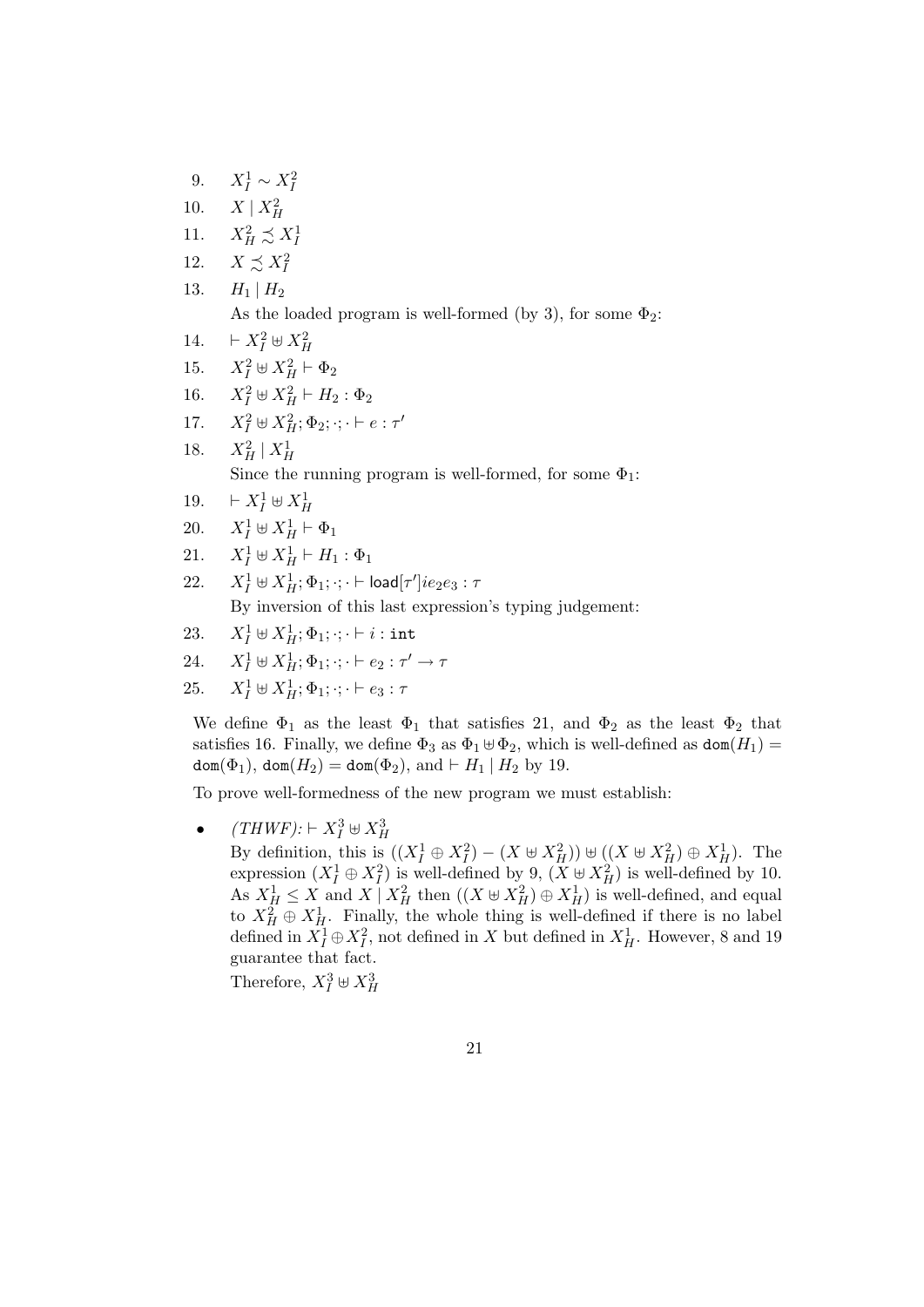9. $X_I^1 \sim X_I^2$

10. $X \mid X_H^2$

11. $X_H^2 \precsim X_I^1$

12. $X \precsim X_I^2$

13. $H_1 \mid H_2$

    As the loaded program is well-formed (by 3), for some $\Phi_2$:

14. $\vdash X_I^2 \uplus X_H^2$

15. $X_I^2 \uplus X_H^2 \vdash \Phi_2$

16. $X_I^2 \uplus X_H^2 \vdash H_2 : \Phi_2$

17. $X_I^2 \uplus X_H^2; \Phi_2; \cdot; \cdot \vdash e : \tau'$

18. $X_H^2 \mid X_H^1$

    Since the running program is well-formed, for some $\Phi_1$:

19. $\vdash X_I^1 \uplus X_H^1$

20. $X_I^1 \uplus X_H^1 \vdash \Phi_1$

21. $X_I^1 \uplus X_H^1 \vdash H_1 : \Phi_1$

22. $X_I^1 \uplus X_H^1; \Phi_1; \cdot; \cdot \vdash \mathsf{load}[\tau'] i e_2 e_3 : \tau$

    By inversion of this last expression's typing judgement:

23. $X_I^1 \uplus X_H^1; \Phi_1; \cdot; \cdot \vdash i : \mathtt{int}$

24. $X_I^1 \uplus X_H^1; \Phi_1; \cdot; \cdot \vdash e_2 : \tau' \to \tau$

25. $X_I^1 \uplus X_H^1; \Phi_1; \cdot; \cdot \vdash e_3 : \tau$

We define $\Phi_1$ as the least $\Phi_1$ that satisfies 21, and $\Phi_2$ as the least $\Phi_2$ that satisfies 16. Finally, we define $\Phi_3$ as $\Phi_1 \uplus \Phi_2$, which is well-defined as $\mathtt{dom}(H_1) = \mathtt{dom}(\Phi_1)$, $\mathtt{dom}(H_2) = \mathtt{dom}(\Phi_2)$, and $\vdash H_1 \mid H_2$ by 19.

To prove well-formedness of the new program we must establish:

- *(THWF):* $\vdash X_I^3 \uplus X_H^3$

  By definition, this is $((X_I^1 \oplus X_I^2) - (X \uplus X_H^2)) \uplus ((X \uplus X_H^2) \oplus X_H^1)$. The expression $(X_I^1 \oplus X_I^2)$ is well-defined by 9, $(X \uplus X_H^2)$ is well-defined by 10. As $X_H^1 \leq X$ and $X \mid X_H^2$ then $((X \uplus X_H^2) \oplus X_H^1)$ is well-defined, and equal to $X_H^2 \oplus X_H^1$. Finally, the whole thing is well-defined if there is no label defined in $X_I^1 \oplus X_I^2$, not defined in $X$ but defined in $X_H^1$. However, 8 and 19 guarantee that fact.

  Therefore, $X_I^3 \uplus X_H^3$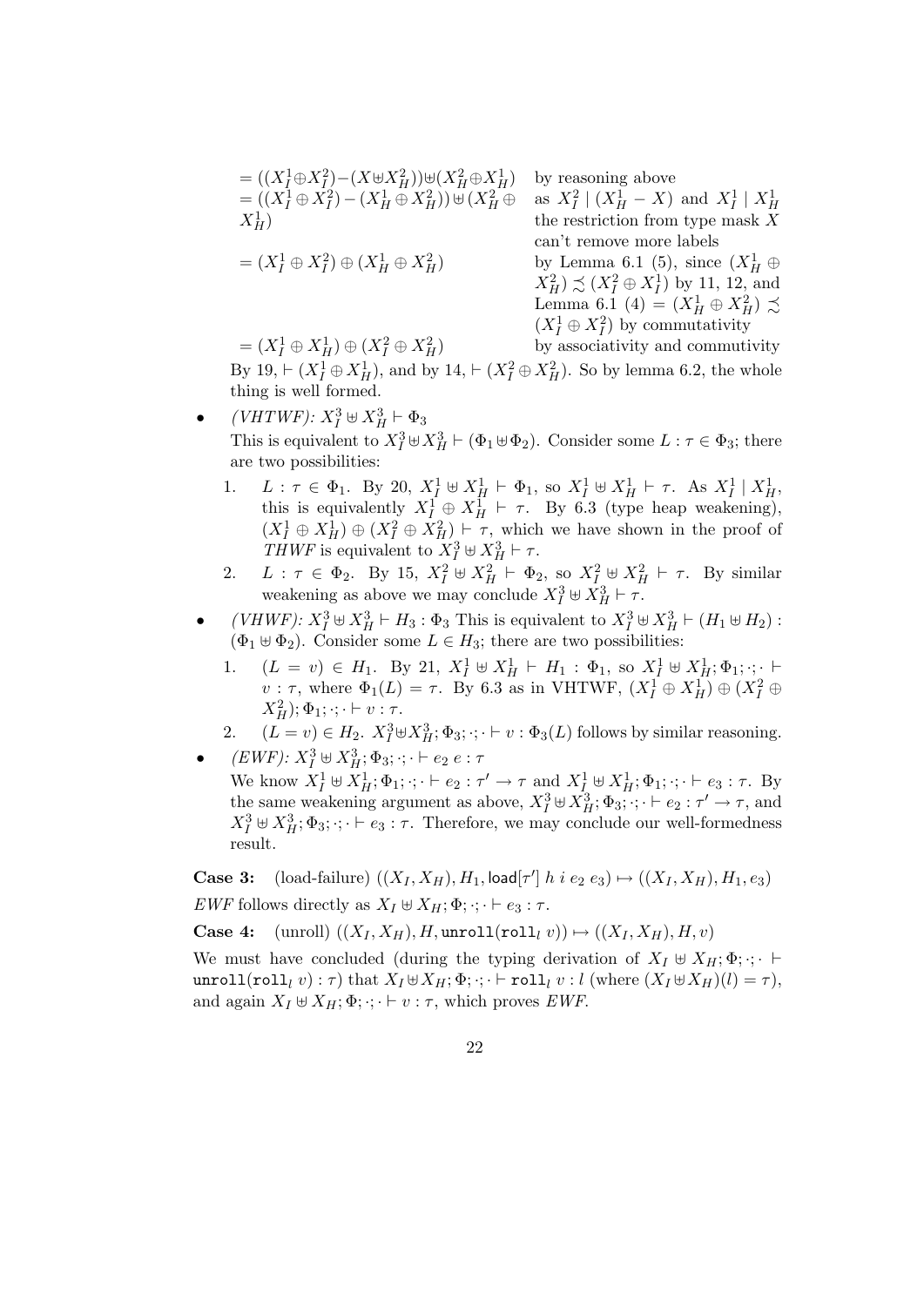| | |
|---|---|
| $= ((X_I^1 \oplus X_I^2) - (X \uplus X_H^2)) \uplus (X_H^2 \oplus X_H^1)$ | by reasoning above |
| $= ((X_I^1 \oplus X_I^2) - (X_H^1 \oplus X_H^2)) \uplus (X_H^2 \oplus X_H^1)$ | as $X_I^2 \mid (X_H^1 - X)$ and $X_I^1 \mid X_H^1$ the restriction from type mask $X$ can't remove more labels |
| $= (X_I^1 \oplus X_I^2) \oplus (X_H^1 \oplus X_H^2)$ | by Lemma 6.1 (5), since $(X_H^1 \oplus X_H^2) \precsim (X_I^2 \oplus X_I^1)$ by 11, 12, and Lemma 6.1 (4) $= (X_H^1 \oplus X_H^2) \precsim (X_I^1 \oplus X_I^2)$ by commutativity |
| $= (X_I^1 \oplus X_H^1) \oplus (X_I^2 \oplus X_H^2)$ | by associativity and commutivity |

By 19, $\vdash (X_I^1 \oplus X_H^1)$, and by 14, $\vdash (X_I^2 \oplus X_H^2)$. So by lemma 6.2, the whole thing is well formed.

- *(VHTWF):* $X_I^3 \uplus X_H^3 \vdash \Phi_3$
  This is equivalent to $X_I^3 \uplus X_H^3 \vdash (\Phi_1 \uplus \Phi_2)$. Consider some $L : \tau \in \Phi_3$; there are two possibilities:
  1. $L : \tau \in \Phi_1$. By 20, $X_I^1 \uplus X_H^1 \vdash \Phi_1$, so $X_I^1 \uplus X_H^1 \vdash \tau$. As $X_I^1 \mid X_H^1$, this is equivalently $X_I^1 \oplus X_H^1 \vdash \tau$. By 6.3 (type heap weakening), $(X_I^1 \oplus X_H^1) \oplus (X_I^2 \oplus X_H^2) \vdash \tau$, which we have shown in the proof of *THWF* is equivalent to $X_I^3 \uplus X_H^3 \vdash \tau$.
  2. $L : \tau \in \Phi_2$. By 15, $X_I^2 \uplus X_H^2 \vdash \Phi_2$, so $X_I^2 \uplus X_H^2 \vdash \tau$. By similar weakening as above we may conclude $X_I^3 \uplus X_H^3 \vdash \tau$.
- *(VHWF):* $X_I^3 \uplus X_H^3 \vdash H_3 : \Phi_3$ This is equivalent to $X_I^3 \uplus X_H^3 \vdash (H_1 \uplus H_2) : (\Phi_1 \uplus \Phi_2)$. Consider some $L \in H_3$; there are two possibilities:
  1. $(L = v) \in H_1$. By 21, $X_I^1 \uplus X_H^1 \vdash H_1 : \Phi_1$, so $X_I^1 \uplus X_H^1; \Phi_1; \cdot; \cdot \vdash v : \tau$, where $\Phi_1(L) = \tau$. By 6.3 as in VHTWF, $(X_I^1 \oplus X_H^1) \oplus (X_I^2 \oplus X_H^2); \Phi_1; \cdot; \cdot \vdash v : \tau$.
  2. $(L = v) \in H_2$. $X_I^3 \uplus X_H^3; \Phi_3; \cdot; \cdot \vdash v : \Phi_3(L)$ follows by similar reasoning.
- *(EWF):* $X_I^3 \uplus X_H^3; \Phi_3; \cdot; \cdot \vdash e_2\ e : \tau$
  We know $X_I^1 \uplus X_H^1; \Phi_1; \cdot; \cdot \vdash e_2 : \tau' \rightarrow \tau$ and $X_I^1 \uplus X_H^1; \Phi_1; \cdot; \cdot \vdash e_3 : \tau$. By the same weakening argument as above, $X_I^3 \uplus X_H^3; \Phi_3; \cdot; \cdot \vdash e_2 : \tau' \rightarrow \tau$, and $X_I^3 \uplus X_H^3; \Phi_3; \cdot; \cdot \vdash e_3 : \tau$. Therefore, we may conclude our well-formedness result.

**Case 3:** (load-failure) $((X_I, X_H), H_1, \mathsf{load}[\tau']\ h\ i\ e_2\ e_3) \mapsto ((X_I, X_H), H_1, e_3)$

*EWF* follows directly as $X_I \uplus X_H; \Phi; \cdot; \cdot \vdash e_3 : \tau$.

**Case 4:** (unroll) $((X_I, X_H), H, \mathtt{unroll}(\mathtt{roll}_l\ v)) \mapsto ((X_I, X_H), H, v)$

We must have concluded (during the typing derivation of $X_I \uplus X_H; \Phi; \cdot; \cdot \vdash \mathtt{unroll}(\mathtt{roll}_l\ v) : \tau$) that $X_I \uplus X_H; \Phi; \cdot; \cdot \vdash \mathtt{roll}_l\ v : l$ (where $(X_I \uplus X_H)(l) = \tau$), and again $X_I \uplus X_H; \Phi; \cdot; \cdot \vdash v : \tau$, which proves *EWF*.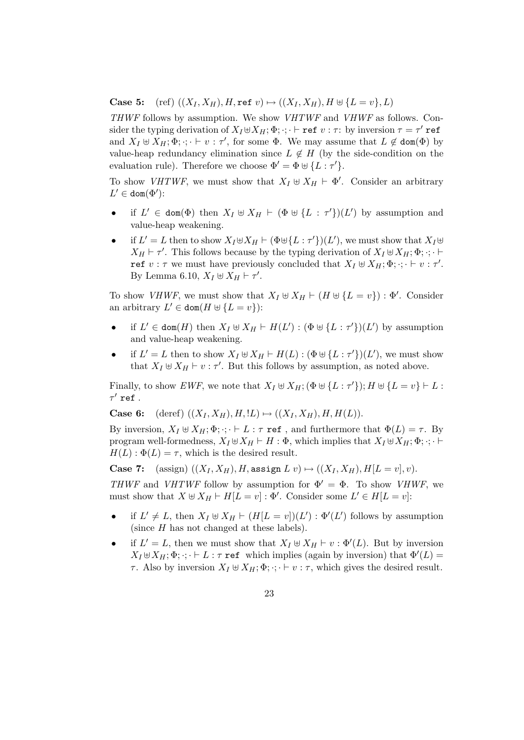**Case 5:** (ref) $((X_I, X_H), H, \texttt{ref}\ v) \mapsto ((X_I, X_H), H \uplus \{L = v\}, L)$

*THWF* follows by assumption. We show *VHTWF* and *VHWF* as follows. Consider the typing derivation of $X_I \uplus X_H; \Phi; \cdot; \cdot \vdash \texttt{ref}\ v : \tau$: by inversion $\tau = \tau'\ \texttt{ref}$ and $X_I \uplus X_H; \Phi; \cdot; \cdot \vdash v : \tau'$, for some $\Phi$. We may assume that $L \notin \texttt{dom}(\Phi)$ by value-heap redundancy elimination since $L \notin H$ (by the side-condition on the evaluation rule). Therefore we choose $\Phi' = \Phi \uplus \{L : \tau'\}$.

To show *VHTWF*, we must show that $X_I \uplus X_H \vdash \Phi'$. Consider an arbitrary $L' \in \texttt{dom}(\Phi')$:

- if $L' \in \texttt{dom}(\Phi)$ then $X_I \uplus X_H \vdash (\Phi \uplus \{L : \tau'\})(L')$ by assumption and value-heap weakening.
- if $L' = L$ then to show $X_I \uplus X_H \vdash (\Phi \uplus \{L : \tau'\})(L')$, we must show that $X_I \uplus X_H \vdash \tau'$. This follows because by the typing derivation of $X_I \uplus X_H; \Phi; \cdot; \cdot \vdash \texttt{ref}\ v : \tau$ we must have previously concluded that $X_I \uplus X_H; \Phi; \cdot; \cdot \vdash v : \tau'$. By Lemma 6.10, $X_I \uplus X_H \vdash \tau'$.

To show *VHWF*, we must show that $X_I \uplus X_H \vdash (H \uplus \{L = v\}) : \Phi'$. Consider an arbitrary $L' \in \texttt{dom}(H \uplus \{L = v\})$:

- if $L' \in \texttt{dom}(H)$ then $X_I \uplus X_H \vdash H(L') : (\Phi \uplus \{L : \tau'\})(L')$ by assumption and value-heap weakening.
- if $L' = L$ then to show $X_I \uplus X_H \vdash H(L) : (\Phi \uplus \{L : \tau'\})(L')$, we must show that $X_I \uplus X_H \vdash v : \tau'$. But this follows by assumption, as noted above.

Finally, to show *EWF*, we note that $X_I \uplus X_H; (\Phi \uplus \{L : \tau'\}); H \uplus \{L = v\} \vdash L : \tau'\ \texttt{ref}$ .

**Case 6:** (deref) $((X_I, X_H), H, !L) \mapsto ((X_I, X_H), H, H(L))$.

By inversion, $X_I \uplus X_H; \Phi; \cdot; \cdot \vdash L : \tau\ \texttt{ref}$ , and furthermore that $\Phi(L) = \tau$. By program well-formedness, $X_I \uplus X_H \vdash H : \Phi$, which implies that $X_I \uplus X_H; \Phi; \cdot; \cdot \vdash H(L) : \Phi(L) = \tau$, which is the desired result.

**Case 7:** (assign) $((X_I, X_H), H, \texttt{assign}\ L\ v) \mapsto ((X_I, X_H), H[L = v], v)$.

*THWF* and *VHTWF* follow by assumption for $\Phi' = \Phi$. To show *VHWF*, we must show that $X \uplus X_H \vdash H[L = v] : \Phi'$. Consider some $L' \in H[L = v]$:

- if $L' \neq L$, then $X_I \uplus X_H \vdash (H[L = v])(L') : \Phi'(L')$ follows by assumption (since $H$ has not changed at these labels).
- if $L' = L$, then we must show that $X_I \uplus X_H \vdash v : \Phi'(L)$. But by inversion $X_I \uplus X_H; \Phi; \cdot; \cdot \vdash L : \tau\ \texttt{ref}$ which implies (again by inversion) that $\Phi'(L) = \tau$. Also by inversion $X_I \uplus X_H; \Phi; \cdot; \cdot \vdash v : \tau$, which gives the desired result.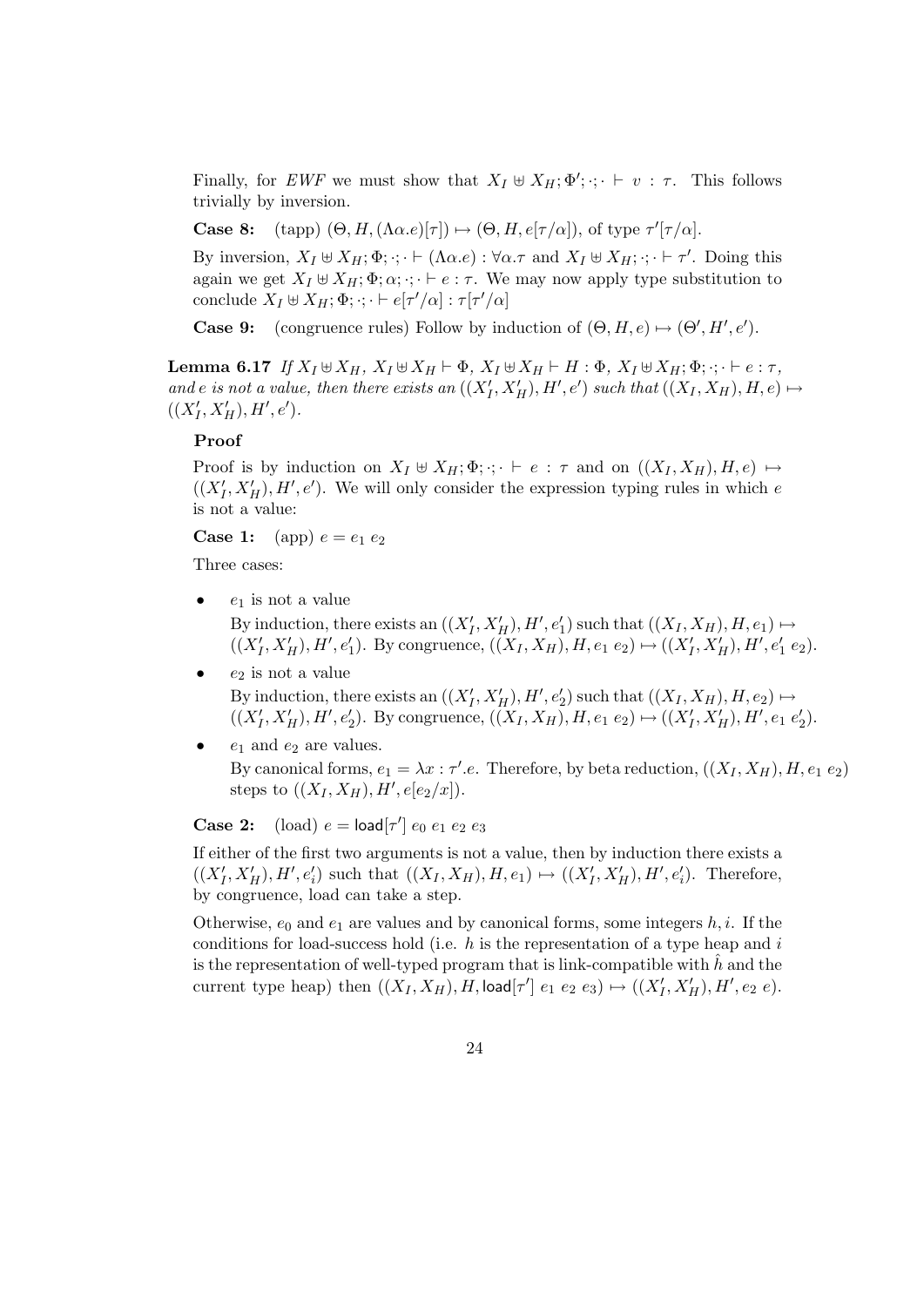Finally, for *EWF* we must show that $X_I \uplus X_H; \Phi'; \cdot; \cdot \vdash v : \tau$. This follows trivially by inversion.

**Case 8:** (tapp) $(\Theta, H, (\Lambda\alpha.e)[\tau]) \mapsto (\Theta, H, e[\tau/\alpha])$, of type $\tau'[\tau/\alpha]$.

By inversion, $X_I \uplus X_H; \Phi; \cdot; \cdot \vdash (\Lambda\alpha.e) : \forall\alpha.\tau$ and $X_I \uplus X_H; \cdot; \cdot \vdash \tau'$. Doing this again we get $X_I \uplus X_H; \Phi; \alpha; \cdot; \cdot \vdash e : \tau$. We may now apply type substitution to conclude $X_I \uplus X_H; \Phi; \cdot; \cdot \vdash e[\tau'/\alpha] : \tau[\tau'/\alpha]$

**Case 9:** (congruence rules) Follow by induction of $(\Theta, H, e) \mapsto (\Theta', H', e')$.

**Lemma 6.17** *If $X_I \uplus X_H$, $X_I \uplus X_H \vdash \Phi$, $X_I \uplus X_H \vdash H : \Phi$, $X_I \uplus X_H; \Phi; \cdot; \cdot \vdash e : \tau$, and $e$ is not a value, then there exists an $((X_I', X_H'), H', e')$ such that $((X_I, X_H), H, e) \mapsto ((X_I', X_H'), H', e')$.*

**Proof**

Proof is by induction on $X_I \uplus X_H; \Phi; \cdot; \cdot \vdash e : \tau$ and on $((X_I, X_H), H, e) \mapsto ((X_I', X_H'), H', e')$. We will only consider the expression typing rules in which $e$ is not a value:

**Case 1:** (app) $e = e_1\ e_2$

Three cases:

- $e_1$ is not a value
  By induction, there exists an $((X_I', X_H'), H', e_1')$ such that $((X_I, X_H), H, e_1) \mapsto ((X_I', X_H'), H', e_1')$. By congruence, $((X_I, X_H), H, e_1\ e_2) \mapsto ((X_I', X_H'), H', e_1'\ e_2)$.
- $e_2$ is not a value
  By induction, there exists an $((X_I', X_H'), H', e_2')$ such that $((X_I, X_H), H, e_2) \mapsto ((X_I', X_H'), H', e_2')$. By congruence, $((X_I, X_H), H, e_1\ e_2) \mapsto ((X_I', X_H'), H', e_1\ e_2')$.
- $e_1$ and $e_2$ are values.
  By canonical forms, $e_1 = \lambda x : \tau'.e$. Therefore, by beta reduction, $((X_I, X_H), H, e_1\ e_2)$ steps to $((X_I, X_H), H', e[e_2/x])$.

**Case 2:** (load) $e = \mathsf{load}[\tau']\ e_0\ e_1\ e_2\ e_3$

If either of the first two arguments is not a value, then by induction there exists a $((X_I', X_H'), H', e_i')$ such that $((X_I, X_H), H, e_1) \mapsto ((X_I', X_H'), H', e_i')$. Therefore, by congruence, load can take a step.

Otherwise, $e_0$ and $e_1$ are values and by canonical forms, some integers $h, i$. If the conditions for load-success hold (i.e. $h$ is the representation of a type heap and $i$ is the representation of well-typed program that is link-compatible with $\hat{h}$ and the current type heap) then $((X_I, X_H), H, \mathsf{load}[\tau']\ e_1\ e_2\ e_3) \mapsto ((X_I', X_H'), H', e_2\ e)$.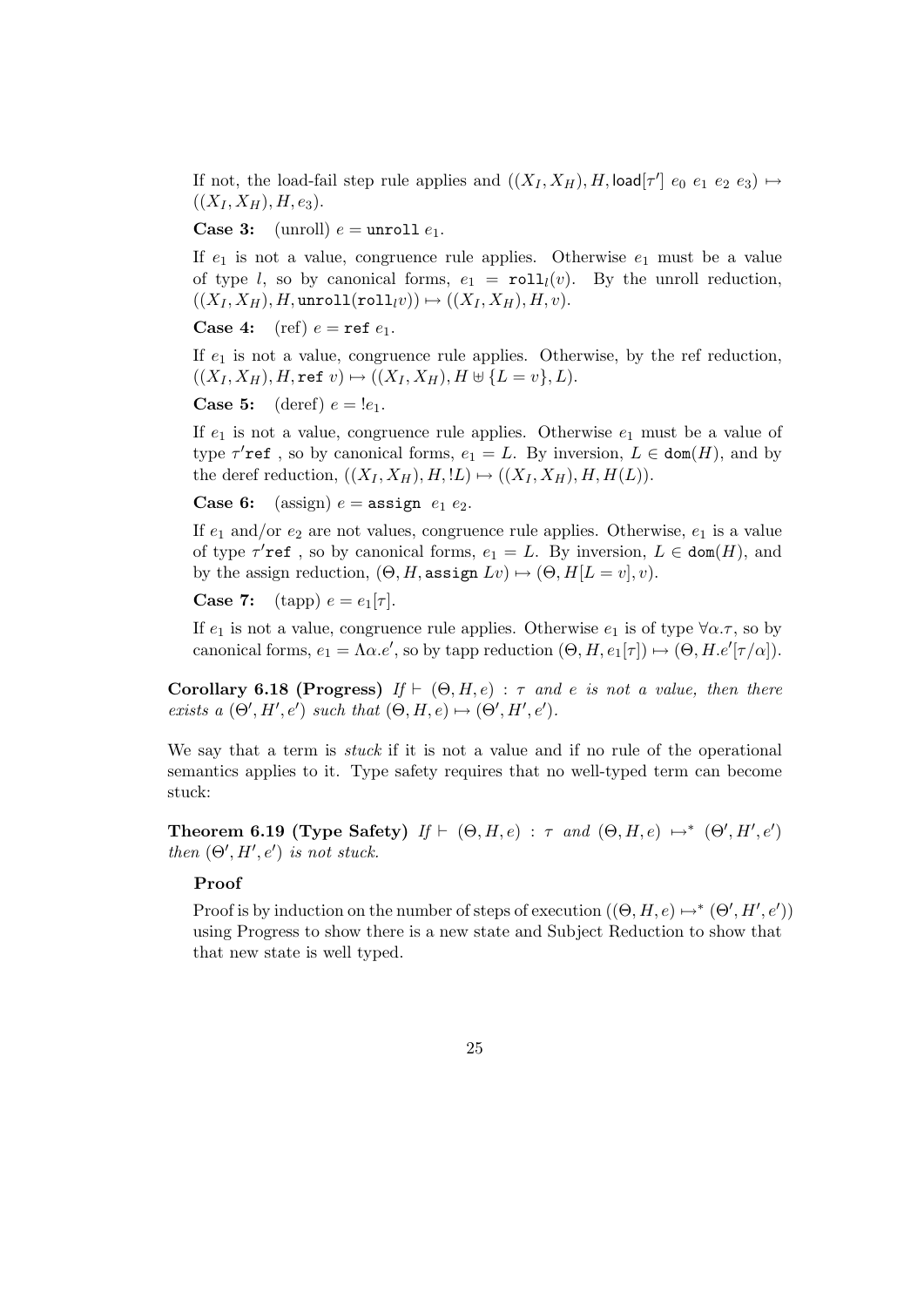If not, the load-fail step rule applies and $((X_I, X_H), H, \mathsf{load}[\tau'] \ e_0 \ e_1 \ e_2 \ e_3) \mapsto ((X_I, X_H), H, e_3)$.

**Case 3:** (unroll) $e = \texttt{unroll} \ e_1$.

If $e_1$ is not a value, congruence rule applies. Otherwise $e_1$ must be a value of type $l$, so by canonical forms, $e_1 = \texttt{roll}_l(v)$. By the unroll reduction, $((X_I, X_H), H, \texttt{unroll}(\texttt{roll}_l v)) \mapsto ((X_I, X_H), H, v)$.

**Case 4:** (ref) $e = \texttt{ref} \ e_1$.

If $e_1$ is not a value, congruence rule applies. Otherwise, by the ref reduction, $((X_I, X_H), H, \texttt{ref} \ v) \mapsto ((X_I, X_H), H \uplus \{L = v\}, L)$.

**Case 5:** (deref) $e = !e_1$.

If $e_1$ is not a value, congruence rule applies. Otherwise $e_1$ must be a value of type $\tau'\texttt{ref}$ , so by canonical forms, $e_1 = L$. By inversion, $L \in \texttt{dom}(H)$, and by the deref reduction, $((X_I, X_H), H, !L) \mapsto ((X_I, X_H), H, H(L))$.

**Case 6:** (assign) $e = \texttt{assign} \ e_1 \ e_2$.

If $e_1$ and/or $e_2$ are not values, congruence rule applies. Otherwise, $e_1$ is a value of type $\tau'\texttt{ref}$ , so by canonical forms, $e_1 = L$. By inversion, $L \in \texttt{dom}(H)$, and by the assign reduction, $(\Theta, H, \texttt{assign} \ Lv) \mapsto (\Theta, H[L = v], v)$.

**Case 7:** (tapp) $e = e_1[\tau]$.

If $e_1$ is not a value, congruence rule applies. Otherwise $e_1$ is of type $\forall\alpha.\tau$, so by canonical forms, $e_1 = \Lambda\alpha.e'$, so by tapp reduction $(\Theta, H, e_1[\tau]) \mapsto (\Theta, H.e'[\tau/\alpha])$.

**Corollary 6.18 (Progress)** *If $\vdash (\Theta, H, e) : \tau$ and $e$ is not a value, then there exists a $(\Theta', H', e')$ such that $(\Theta, H, e) \mapsto (\Theta', H', e')$.*

We say that a term is *stuck* if it is not a value and if no rule of the operational semantics applies to it. Type safety requires that no well-typed term can become stuck:

**Theorem 6.19 (Type Safety)** *If $\vdash (\Theta, H, e) : \tau$ and $(\Theta, H, e) \mapsto^* (\Theta', H', e')$ then $(\Theta', H', e')$ is not stuck.*

**Proof**

Proof is by induction on the number of steps of execution $((\Theta, H, e) \mapsto^* (\Theta', H', e'))$ using Progress to show there is a new state and Subject Reduction to show that that new state is well typed.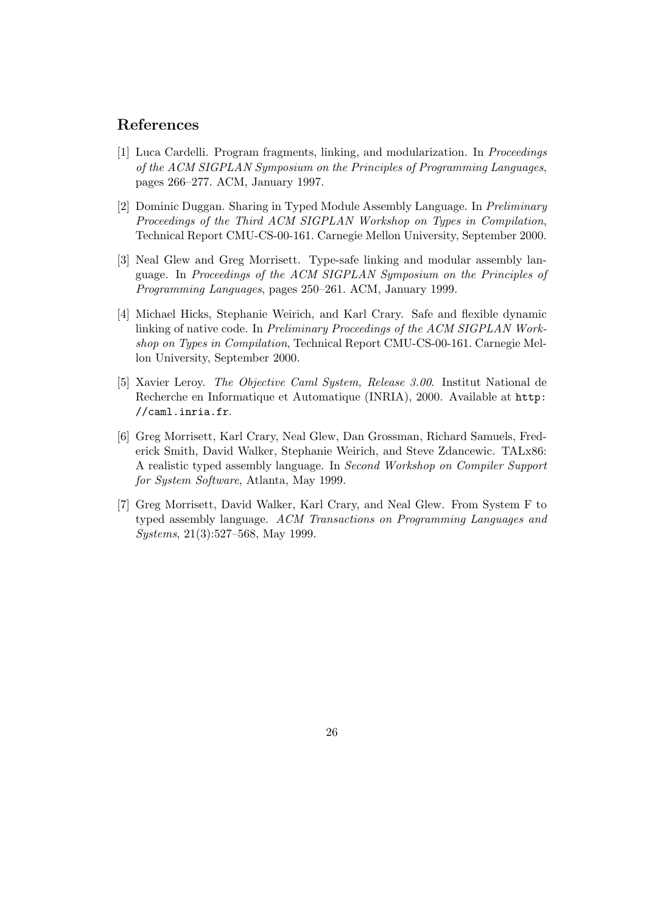## References

[1] Luca Cardelli. Program fragments, linking, and modularization. In *Proceedings of the ACM SIGPLAN Symposium on the Principles of Programming Languages*, pages 266–277. ACM, January 1997.

[2] Dominic Duggan. Sharing in Typed Module Assembly Language. In *Preliminary Proceedings of the Third ACM SIGPLAN Workshop on Types in Compilation*, Technical Report CMU-CS-00-161. Carnegie Mellon University, September 2000.

[3] Neal Glew and Greg Morrisett. Type-safe linking and modular assembly language. In *Proceedings of the ACM SIGPLAN Symposium on the Principles of Programming Languages*, pages 250–261. ACM, January 1999.

[4] Michael Hicks, Stephanie Weirich, and Karl Crary. Safe and flexible dynamic linking of native code. In *Preliminary Proceedings of the ACM SIGPLAN Workshop on Types in Compilation*, Technical Report CMU-CS-00-161. Carnegie Mellon University, September 2000.

[5] Xavier Leroy. *The Objective Caml System, Release 3.00*. Institut National de Recherche en Informatique et Automatique (INRIA), 2000. Available at `http://caml.inria.fr`.

[6] Greg Morrisett, Karl Crary, Neal Glew, Dan Grossman, Richard Samuels, Frederick Smith, David Walker, Stephanie Weirich, and Steve Zdancewic. TALx86: A realistic typed assembly language. In *Second Workshop on Compiler Support for System Software*, Atlanta, May 1999.

[7] Greg Morrisett, David Walker, Karl Crary, and Neal Glew. From System F to typed assembly language. *ACM Transactions on Programming Languages and Systems*, 21(3):527–568, May 1999.